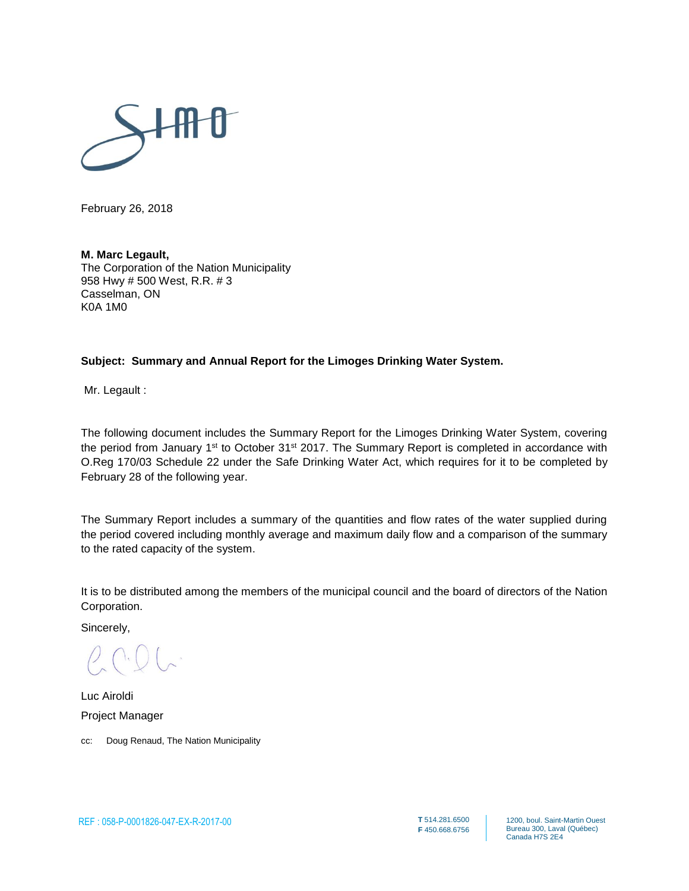February 26, 2018

**M. Marc Legault,**
The Corporation of the Nation Municipality
958 Hwy # 500 West, R.R. # 3
Casselman, ON
K0A 1M0

**Subject: Summary and Annual Report for the Limoges Drinking Water System.**

Mr. Legault :

The following document includes the Summary Report for the Limoges Drinking Water System, covering the period from January 1st to October 31st 2017. The Summary Report is completed in accordance with O.Reg 170/03 Schedule 22 under the Safe Drinking Water Act, which requires for it to be completed by February 28 of the following year.

The Summary Report includes a summary of the quantities and flow rates of the water supplied during the period covered including monthly average and maximum daily flow and a comparison of the summary to the rated capacity of the system.

It is to be distributed among the members of the municipal council and the board of directors of the Nation Corporation.

Sincerely,

Luc Airoldi
Project Manager

cc: Doug Renaud, The Nation Municipality

REF : 058-P-0001826-047-EX-R-2017-00

T 514.281.6500
F 450.668.6756

1200, boul. Saint-Martin Ouest
Bureau 300, Laval (Québec)
Canada H7S 2E4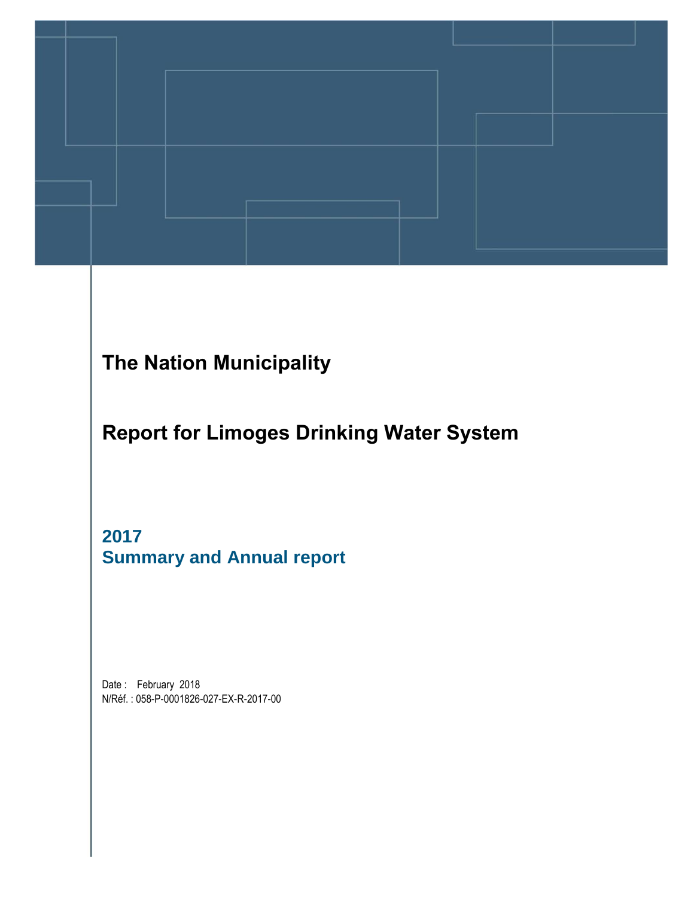# The Nation Municipality

# Report for Limoges Drinking Water System

## 2017
## Summary and Annual report

Date : February 2018
N/Réf. : 058-P-0001826-027-EX-R-2017-00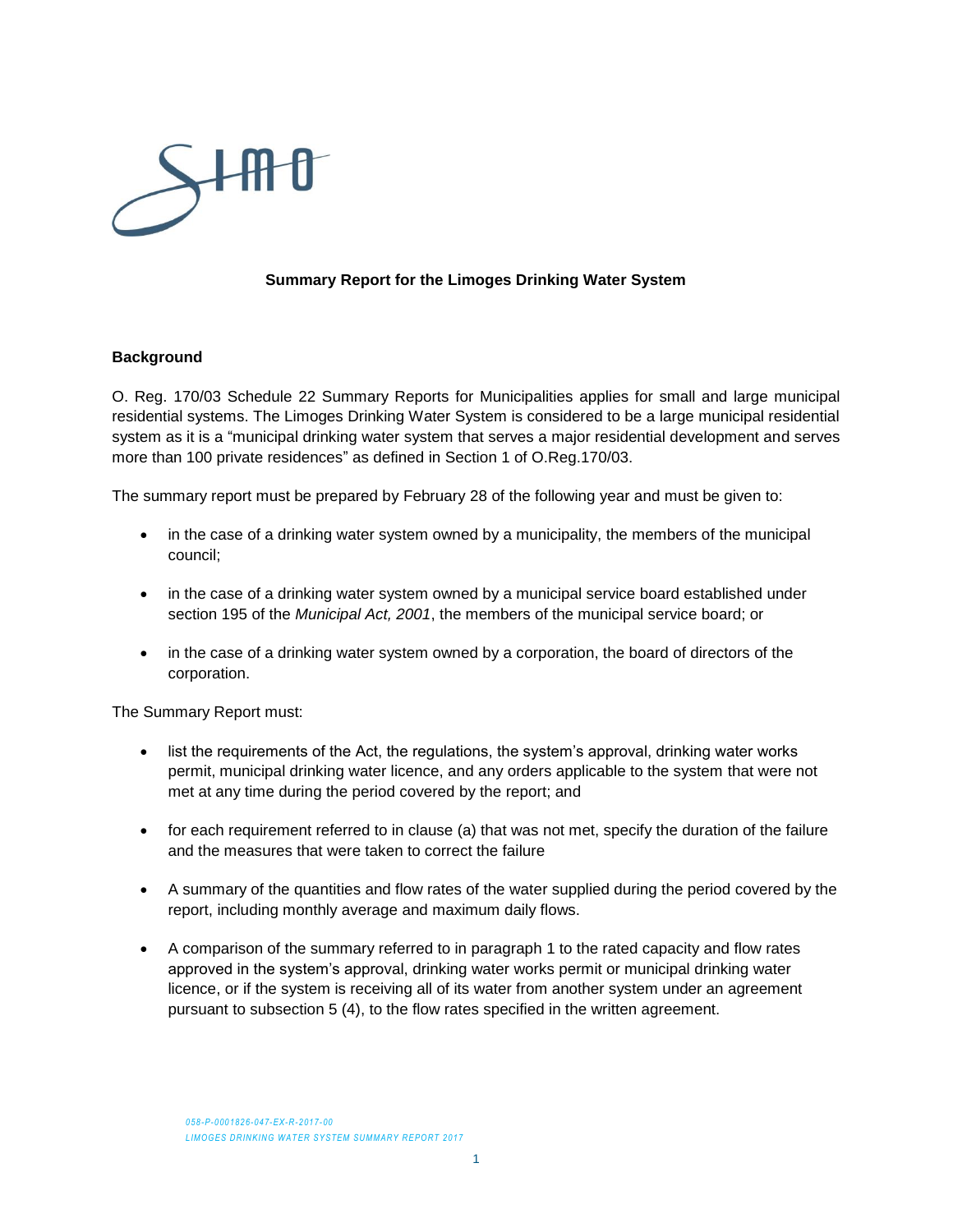## Summary Report for the Limoges Drinking Water System

### Background

O. Reg. 170/03 Schedule 22 Summary Reports for Municipalities applies for small and large municipal residential systems. The Limoges Drinking Water System is considered to be a large municipal residential system as it is a "municipal drinking water system that serves a major residential development and serves more than 100 private residences" as defined in Section 1 of O.Reg.170/03.

The summary report must be prepared by February 28 of the following year and must be given to:

- in the case of a drinking water system owned by a municipality, the members of the municipal council;
- in the case of a drinking water system owned by a municipal service board established under section 195 of the *Municipal Act, 2001*, the members of the municipal service board; or
- in the case of a drinking water system owned by a corporation, the board of directors of the corporation.

The Summary Report must:

- list the requirements of the Act, the regulations, the system's approval, drinking water works permit, municipal drinking water licence, and any orders applicable to the system that were not met at any time during the period covered by the report; and
- for each requirement referred to in clause (a) that was not met, specify the duration of the failure and the measures that were taken to correct the failure
- A summary of the quantities and flow rates of the water supplied during the period covered by the report, including monthly average and maximum daily flows.
- A comparison of the summary referred to in paragraph 1 to the rated capacity and flow rates approved in the system's approval, drinking water works permit or municipal drinking water licence, or if the system is receiving all of its water from another system under an agreement pursuant to subsection 5 (4), to the flow rates specified in the written agreement.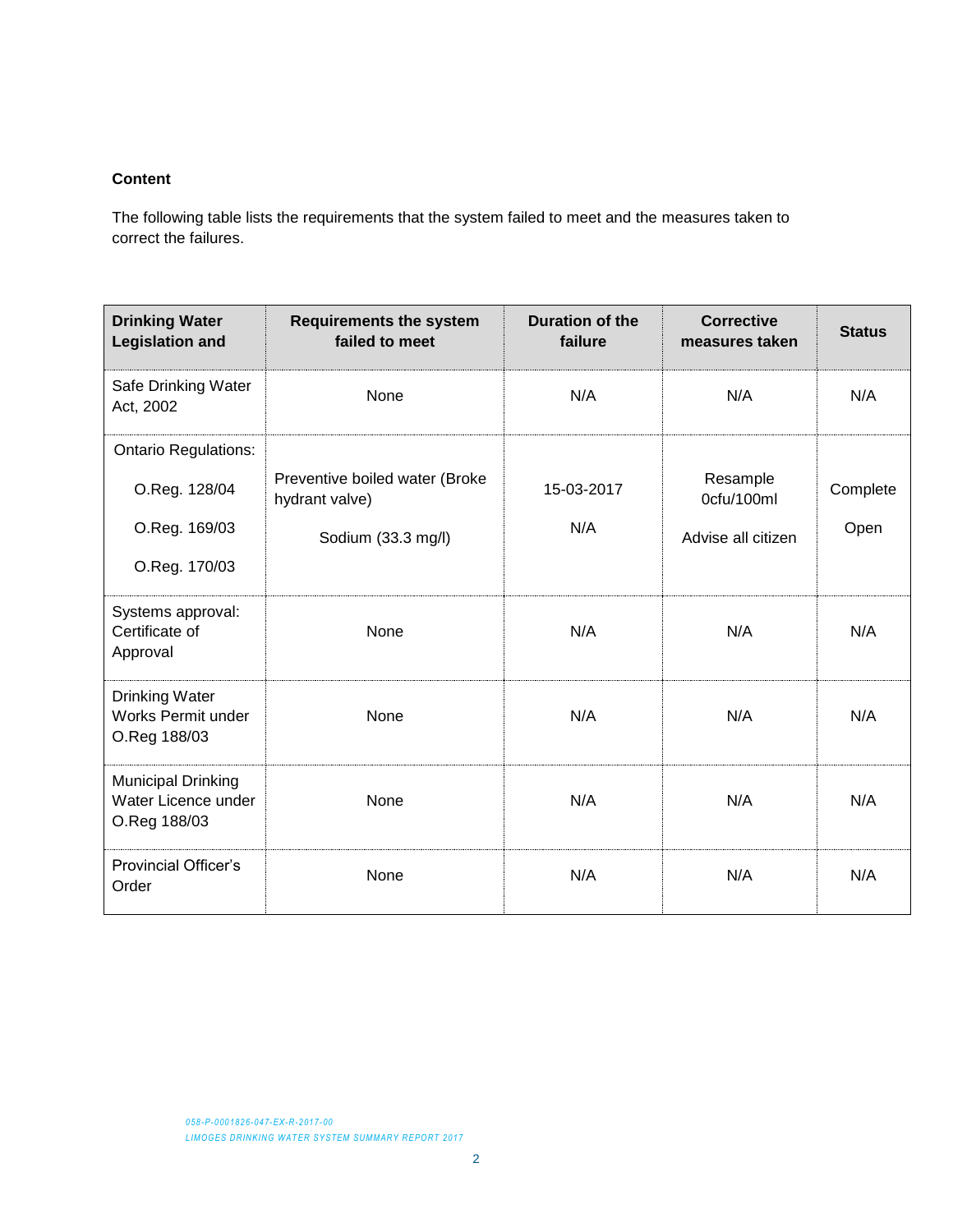**Content**

The following table lists the requirements that the system failed to meet and the measures taken to correct the failures.

| Drinking Water Legislation and | Requirements the system failed to meet | Duration of the failure | Corrective measures taken | Status |
|---|---|---|---|---|
| Safe Drinking Water Act, 2002 | None | N/A | N/A | N/A |
| Ontario Regulations:<br>O.Reg. 128/04<br>O.Reg. 169/03<br>O.Reg. 170/03 | Preventive boiled water (Broke hydrant valve)<br>Sodium (33.3 mg/l) | 15-03-2017<br>N/A | Resample 0cfu/100ml<br>Advise all citizen | Complete<br>Open |
| Systems approval: Certificate of Approval | None | N/A | N/A | N/A |
| Drinking Water Works Permit under O.Reg 188/03 | None | N/A | N/A | N/A |
| Municipal Drinking Water Licence under O.Reg 188/03 | None | N/A | N/A | N/A |
| Provincial Officer's Order | None | N/A | N/A | N/A |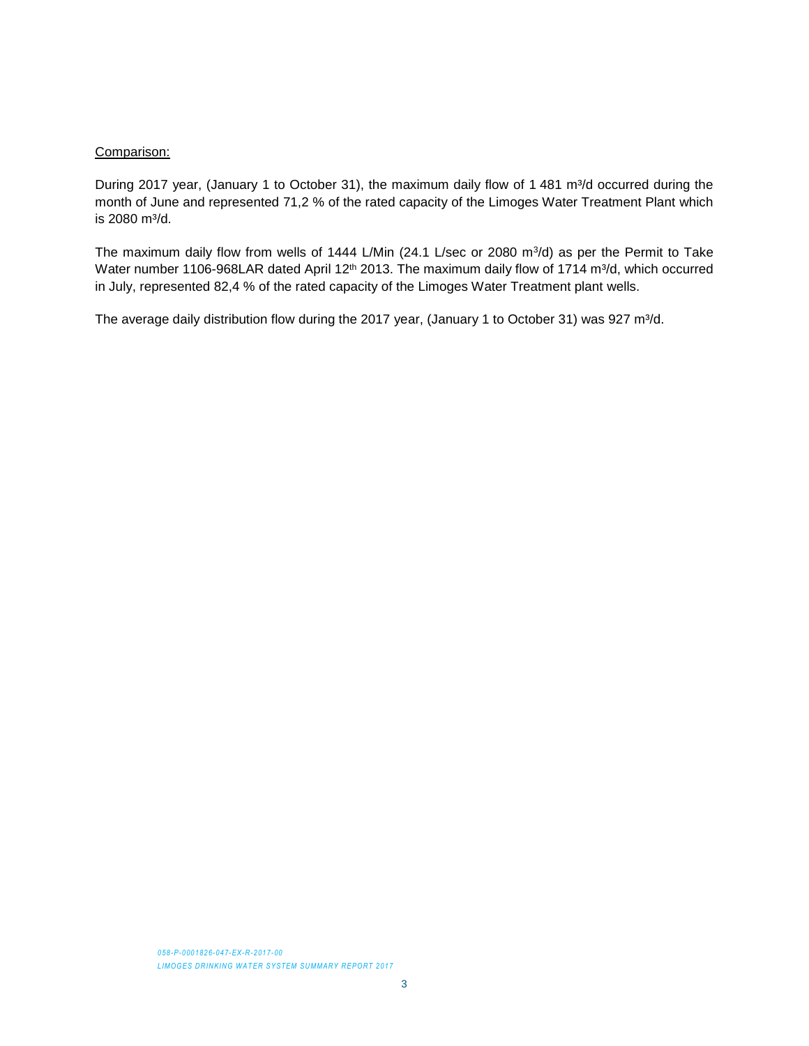Comparison:

During 2017 year, (January 1 to October 31), the maximum daily flow of 1 481 m³/d occurred during the month of June and represented 71,2 % of the rated capacity of the Limoges Water Treatment Plant which is 2080 m³/d.

The maximum daily flow from wells of 1444 L/Min (24.1 L/sec or 2080 m³/d) as per the Permit to Take Water number 1106-968LAR dated April 12th 2013. The maximum daily flow of 1714 m³/d, which occurred in July, represented 82,4 % of the rated capacity of the Limoges Water Treatment plant wells.

The average daily distribution flow during the 2017 year, (January 1 to October 31) was 927 m³/d.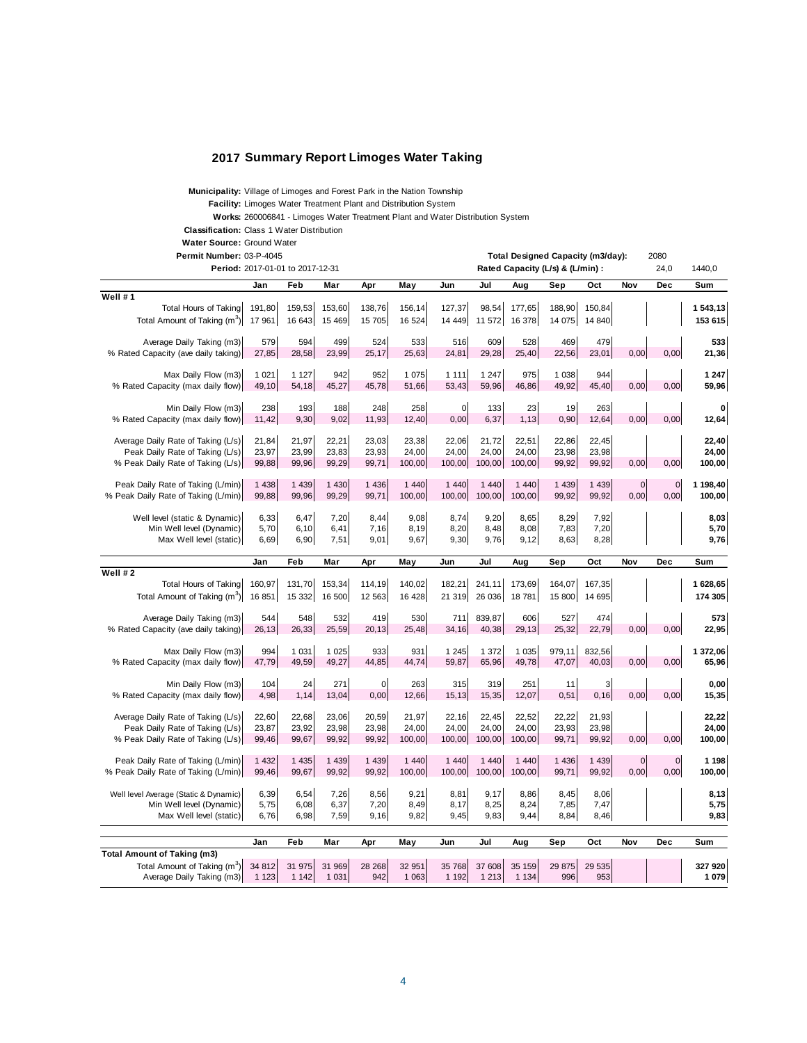# 2017 Summary Report Limoges Water Taking

**Municipality:** Village of Limoges and Forest Park in the Nation Township
**Facility:** Limoges Water Treatment Plant and Distribution System
**Works:** 260006841 - Limoges Water Treatment Plant and Water Distribution System
**Classification:** Class 1 Water Distribution
**Water Source:** Ground Water
**Permit Number:** 03-P-4045
**Period:** 2017-01-01 to 2017-12-31

**Total Designed Capacity (m3/day):** 2080
**Rated Capacity (L/s) & (L/min) :** 24,0 1440,0

| | Jan | Feb | Mar | Apr | May | Jun | Jul | Aug | Sep | Oct | Nov | Dec | Sum |
|---|---|---|---|---|---|---|---|---|---|---|---|---|---|
| **Well # 1** | | | | | | | | | | | | | |
| Total Hours of Taking | 191,80 | 159,53 | 153,60 | 138,76 | 156,14 | 127,37 | 98,54 | 177,65 | 188,90 | 150,84 | | | **1 543,13** |
| Total Amount of Taking ($m^3$) | 17 961 | 16 643 | 15 469 | 15 705 | 16 524 | 14 449 | 11 572 | 16 378 | 14 075 | 14 840 | | | **153 615** |
| Average Daily Taking (m3) | 579 | 594 | 499 | 524 | 533 | 516 | 609 | 528 | 469 | 479 | | | **533** |
| % Rated Capacity (ave daily taking) | 27,85 | 28,58 | 23,99 | 25,17 | 25,63 | 24,81 | 29,28 | 25,40 | 22,56 | 23,01 | 0,00 | 0,00 | **21,36** |
| Max Daily Flow (m3) | 1 021 | 1 127 | 942 | 952 | 1 075 | 1 111 | 1 247 | 975 | 1 038 | 944 | | | **1 247** |
| % Rated Capacity (max daily flow) | 49,10 | 54,18 | 45,27 | 45,78 | 51,66 | 53,43 | 59,96 | 46,86 | 49,92 | 45,40 | 0,00 | 0,00 | **59,96** |
| Min Daily Flow (m3) | 238 | 193 | 188 | 248 | 258 | 0 | 133 | 23 | 19 | 263 | | | **0** |
| % Rated Capacity (max daily flow) | 11,42 | 9,30 | 9,02 | 11,93 | 12,40 | 0,00 | 6,37 | 1,13 | 0,90 | 12,64 | 0,00 | 0,00 | **12,64** |
| Average Daily Rate of Taking (L/s) | 21,84 | 21,97 | 22,21 | 23,03 | 23,38 | 22,06 | 21,72 | 22,51 | 22,86 | 22,45 | | | **22,40** |
| Peak Daily Rate of Taking (L/s) | 23,97 | 23,99 | 23,83 | 23,93 | 24,00 | 24,00 | 24,00 | 24,00 | 23,98 | 23,98 | | | **24,00** |
| % Peak Daily Rate of Taking (L/s) | 99,88 | 99,96 | 99,29 | 99,71 | 100,00 | 100,00 | 100,00 | 100,00 | 99,92 | 99,92 | 0,00 | 0,00 | **100,00** |
| Peak Daily Rate of Taking (L/min) | 1 438 | 1 439 | 1 430 | 1 436 | 1 440 | 1 440 | 1 440 | 1 440 | 1 439 | 1 439 | 0 | 0 | **1 198,40** |
| % Peak Daily Rate of Taking (L/min) | 99,88 | 99,96 | 99,29 | 99,71 | 100,00 | 100,00 | 100,00 | 100,00 | 99,92 | 99,92 | 0,00 | 0,00 | **100,00** |
| Well level (static & Dynamic) | 6,33 | 6,47 | 7,20 | 8,44 | 9,08 | 8,74 | 9,20 | 8,65 | 8,29 | 7,92 | | | **8,03** |
| Min Well level (Dynamic) | 5,70 | 6,10 | 6,41 | 7,16 | 8,19 | 8,20 | 8,48 | 8,08 | 7,83 | 7,20 | | | **5,70** |
| Max Well level (static) | 6,69 | 6,90 | 7,51 | 9,01 | 9,67 | 9,30 | 9,76 | 9,12 | 8,63 | 8,28 | | | **9,76** |

| | Jan | Feb | Mar | Apr | May | Jun | Jul | Aug | Sep | Oct | Nov | Dec | Sum |
|---|---|---|---|---|---|---|---|---|---|---|---|---|---|
| **Well # 2** | | | | | | | | | | | | | |
| Total Hours of Taking | 160,97 | 131,70 | 153,34 | 114,19 | 140,02 | 182,21 | 241,11 | 173,69 | 164,07 | 167,35 | | | **1 628,65** |
| Total Amount of Taking ($m^3$) | 16 851 | 15 332 | 16 500 | 12 563 | 16 428 | 21 319 | 26 036 | 18 781 | 15 800 | 14 695 | | | **174 305** |
| Average Daily Taking (m3) | 544 | 548 | 532 | 419 | 530 | 711 | 839,87 | 606 | 527 | 474 | | | **573** |
| % Rated Capacity (ave daily taking) | 26,13 | 26,33 | 25,59 | 20,13 | 25,48 | 34,16 | 40,38 | 29,13 | 25,32 | 22,79 | 0,00 | 0,00 | **22,95** |
| Max Daily Flow (m3) | 994 | 1 031 | 1 025 | 933 | 931 | 1 245 | 1 372 | 1 035 | 979,11 | 832,56 | | | **1 372,06** |
| % Rated Capacity (max daily flow) | 47,79 | 49,59 | 49,27 | 44,85 | 44,74 | 59,87 | 65,96 | 49,78 | 47,07 | 40,03 | 0,00 | 0,00 | **65,96** |
| Min Daily Flow (m3) | 104 | 24 | 271 | 0 | 263 | 315 | 319 | 251 | 11 | 3 | | | **0,00** |
| % Rated Capacity (max daily flow) | 4,98 | 1,14 | 13,04 | 0,00 | 12,66 | 15,13 | 15,35 | 12,07 | 0,51 | 0,16 | 0,00 | 0,00 | **15,35** |
| Average Daily Rate of Taking (L/s) | 22,60 | 22,68 | 23,06 | 20,59 | 21,97 | 22,16 | 22,45 | 22,52 | 22,22 | 21,93 | | | **22,22** |
| Peak Daily Rate of Taking (L/s) | 23,87 | 23,92 | 23,98 | 23,98 | 24,00 | 24,00 | 24,00 | 24,00 | 23,93 | 23,98 | | | **24,00** |
| % Peak Daily Rate of Taking (L/s) | 99,46 | 99,67 | 99,92 | 99,92 | 100,00 | 100,00 | 100,00 | 100,00 | 99,71 | 99,92 | 0,00 | 0,00 | **100,00** |
| Peak Daily Rate of Taking (L/min) | 1 432 | 1 435 | 1 439 | 1 439 | 1 440 | 1 440 | 1 440 | 1 440 | 1 436 | 1 439 | 0 | 0 | **1 198** |
| % Peak Daily Rate of Taking (L/min) | 99,46 | 99,67 | 99,92 | 99,92 | 100,00 | 100,00 | 100,00 | 100,00 | 99,71 | 99,92 | 0,00 | 0,00 | **100,00** |
| Well level Average (Static & Dynamic) | 6,39 | 6,54 | 7,26 | 8,56 | 9,21 | 8,81 | 9,17 | 8,86 | 8,45 | 8,06 | | | **8,13** |
| Min Well level (Dynamic) | 5,75 | 6,08 | 6,37 | 7,20 | 8,49 | 8,17 | 8,25 | 8,24 | 7,85 | 7,47 | | | **5,75** |
| Max Well level (static) | 6,76 | 6,98 | 7,59 | 9,16 | 9,82 | 9,45 | 9,83 | 9,44 | 8,84 | 8,46 | | | **9,83** |

| | Jan | Feb | Mar | Apr | May | Jun | Jul | Aug | Sep | Oct | Nov | Dec | Sum |
|---|---|---|---|---|---|---|---|---|---|---|---|---|---|
| **Total Amount of Taking (m3)** | | | | | | | | | | | | | |
| Total Amount of Taking ($m^3$) | 34 812 | 31 975 | 31 969 | 28 268 | 32 951 | 35 768 | 37 608 | 35 159 | 29 875 | 29 535 | | | **327 920** |
| Average Daily Taking (m3) | 1 123 | 1 142 | 1 031 | 942 | 1 063 | 1 192 | 1 213 | 1 134 | 996 | 953 | | | **1 079** |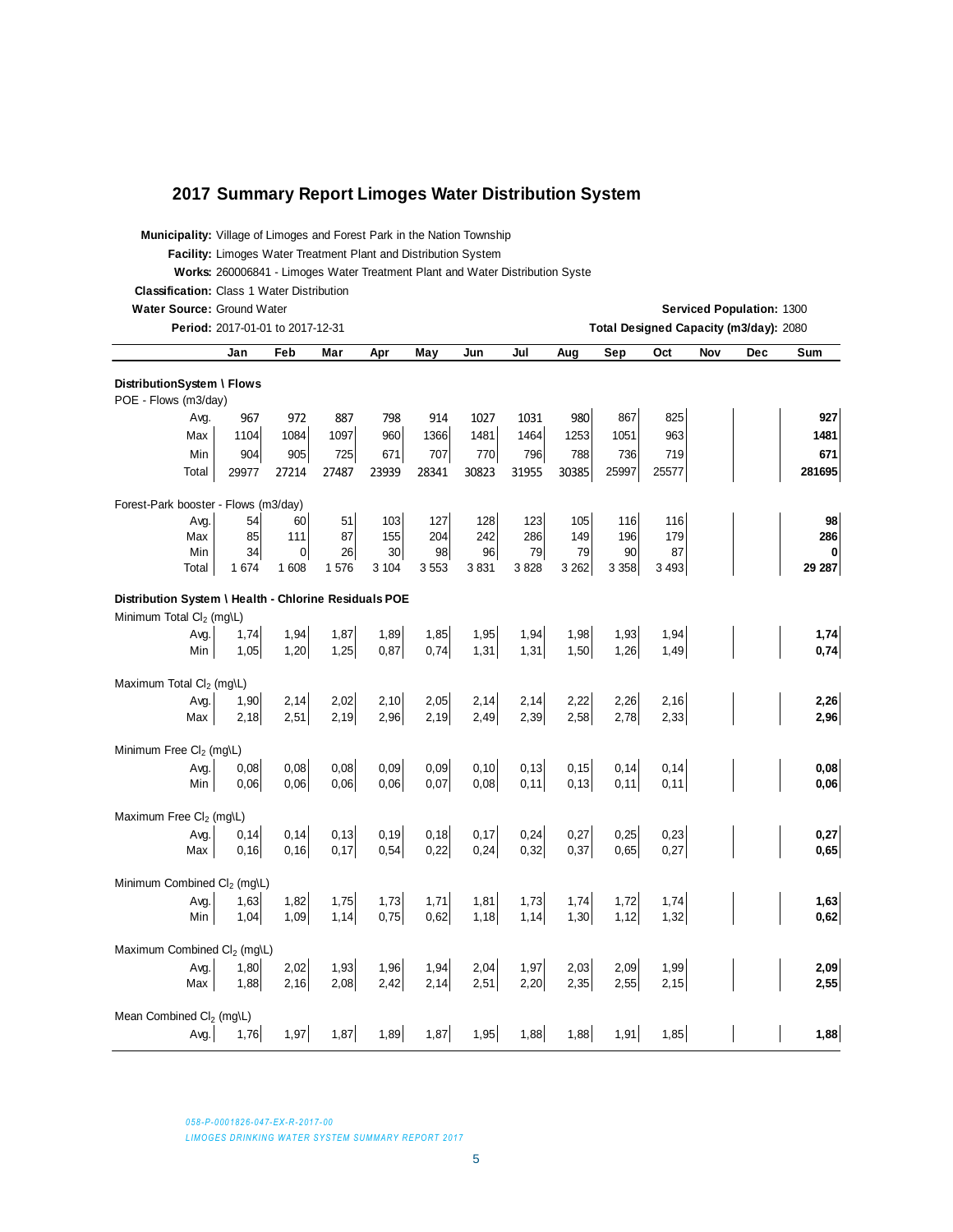# 2017 Summary Report Limoges Water Distribution System

**Municipality:** Village of Limoges and Forest Park in the Nation Township

**Facility:** Limoges Water Treatment Plant and Distribution System

**Works:** 260006841 - Limoges Water Treatment Plant and Water Distribution Syste

**Classification:** Class 1 Water Distribution

**Water Source:** Ground Water

**Serviced Population:** 1300

**Period:** 2017-01-01 to 2017-12-31

**Total Designed Capacity (m3/day):** 2080

| | Jan | Feb | Mar | Apr | May | Jun | Jul | Aug | Sep | Oct | Nov | Dec | Sum |
|---|---|---|---|---|---|---|---|---|---|---|---|---|---|
| **DistributionSystem \ Flows** | | | | | | | | | | | | | |
| POE - Flows (m3/day) | | | | | | | | | | | | | |
| Avg. | 967 | 972 | 887 | 798 | 914 | 1027 | 1031 | 980 | 867 | 825 | | | **927** |
| Max | 1104 | 1084 | 1097 | 960 | 1366 | 1481 | 1464 | 1253 | 1051 | 963 | | | **1481** |
| Min | 904 | 905 | 725 | 671 | 707 | 770 | 796 | 788 | 736 | 719 | | | **671** |
| Total | 29977 | 27214 | 27487 | 23939 | 28341 | 30823 | 31955 | 30385 | 25997 | 25577 | | | **281695** |
| Forest-Park booster - Flows (m3/day) | | | | | | | | | | | | | |
| Avg. | 54 | 60 | 51 | 103 | 127 | 128 | 123 | 105 | 116 | 116 | | | **98** |
| Max | 85 | 111 | 87 | 155 | 204 | 242 | 286 | 149 | 196 | 179 | | | **286** |
| Min | 34 | 0 | 26 | 30 | 98 | 96 | 79 | 79 | 90 | 87 | | | **0** |
| Total | 1 674 | 1 608 | 1 576 | 3 104 | 3 553 | 3 831 | 3 828 | 3 262 | 3 358 | 3 493 | | | **29 287** |
| **Distribution System \ Health - Chlorine Residuals POE** | | | | | | | | | | | | | |
| Minimum Total $Cl_2$ (mg\L) | | | | | | | | | | | | | |
| Avg. | 1,74 | 1,94 | 1,87 | 1,89 | 1,85 | 1,95 | 1,94 | 1,98 | 1,93 | 1,94 | | | **1,74** |
| Min | 1,05 | 1,20 | 1,25 | 0,87 | 0,74 | 1,31 | 1,31 | 1,50 | 1,26 | 1,49 | | | **0,74** |
| Maximum Total $Cl_2$ (mg\L) | | | | | | | | | | | | | |
| Avg. | 1,90 | 2,14 | 2,02 | 2,10 | 2,05 | 2,14 | 2,14 | 2,22 | 2,26 | 2,16 | | | **2,26** |
| Max | 2,18 | 2,51 | 2,19 | 2,96 | 2,19 | 2,49 | 2,39 | 2,58 | 2,78 | 2,33 | | | **2,96** |
| Minimum Free $Cl_2$ (mg\L) | | | | | | | | | | | | | |
| Avg. | 0,08 | 0,08 | 0,08 | 0,09 | 0,09 | 0,10 | 0,13 | 0,15 | 0,14 | 0,14 | | | **0,08** |
| Min | 0,06 | 0,06 | 0,06 | 0,06 | 0,07 | 0,08 | 0,11 | 0,13 | 0,11 | 0,11 | | | **0,06** |
| Maximum Free $Cl_2$ (mg\L) | | | | | | | | | | | | | |
| Avg. | 0,14 | 0,14 | 0,13 | 0,19 | 0,18 | 0,17 | 0,24 | 0,27 | 0,25 | 0,23 | | | **0,27** |
| Max | 0,16 | 0,16 | 0,17 | 0,54 | 0,22 | 0,24 | 0,32 | 0,37 | 0,65 | 0,27 | | | **0,65** |
| Minimum Combined $Cl_2$ (mg\L) | | | | | | | | | | | | | |
| Avg. | 1,63 | 1,82 | 1,75 | 1,73 | 1,71 | 1,81 | 1,73 | 1,74 | 1,72 | 1,74 | | | **1,63** |
| Min | 1,04 | 1,09 | 1,14 | 0,75 | 0,62 | 1,18 | 1,14 | 1,30 | 1,12 | 1,32 | | | **0,62** |
| Maximum Combined $Cl_2$ (mg\L) | | | | | | | | | | | | | |
| Avg. | 1,80 | 2,02 | 1,93 | 1,96 | 1,94 | 2,04 | 1,97 | 2,03 | 2,09 | 1,99 | | | **2,09** |
| Max | 1,88 | 2,16 | 2,08 | 2,42 | 2,14 | 2,51 | 2,20 | 2,35 | 2,55 | 2,15 | | | **2,55** |
| Mean Combined $Cl_2$ (mg\L) | | | | | | | | | | | | | |
| Avg. | 1,76 | 1,97 | 1,87 | 1,89 | 1,87 | 1,95 | 1,88 | 1,88 | 1,91 | 1,85 | | | **1,88** |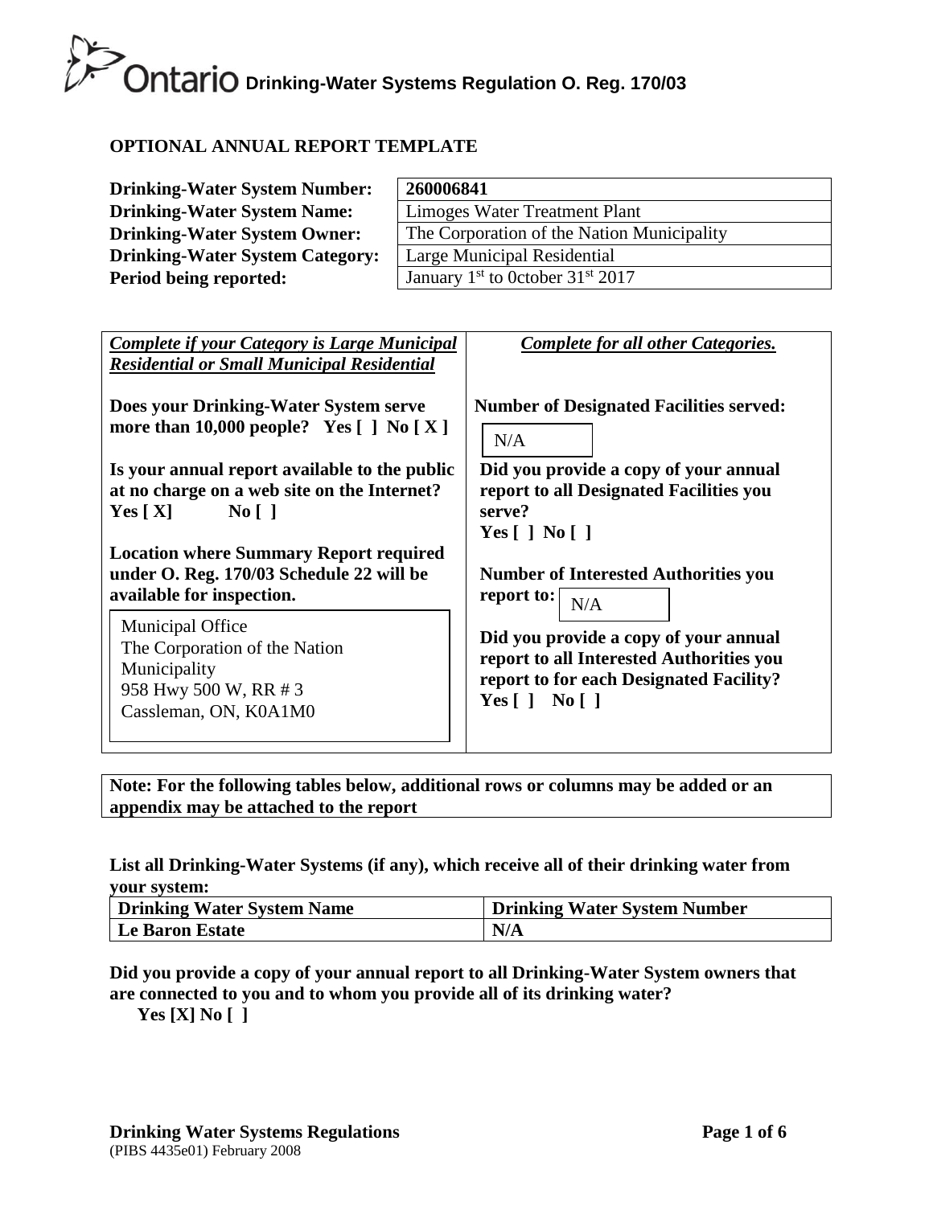Ontario **Drinking-Water Systems Regulation O. Reg. 170/03**

**OPTIONAL ANNUAL REPORT TEMPLATE**

| | |
|---|---|
| **Drinking-Water System Number:** | **260006841** |
| **Drinking-Water System Name:** | Limoges Water Treatment Plant |
| **Drinking-Water System Owner:** | The Corporation of the Nation Municipality |
| **Drinking-Water System Category:** | Large Municipal Residential |
| **Period being reported:** | January 1st to 0ctober 31st 2017 |

| ***Complete if your Category is Large Municipal Residential or Small Municipal Residential*** | ***Complete for all other Categories.*** |
|---|---|
| **Does your Drinking-Water System serve more than 10,000 people? Yes [ ] No [ X ]** | **Number of Designated Facilities served:** N/A |
| **Is your annual report available to the public at no charge on a web site on the Internet? Yes [ X] No [ ]** | **Did you provide a copy of your annual report to all Designated Facilities you serve? Yes [ ] No [ ]** |
| **Location where Summary Report required under O. Reg. 170/03 Schedule 22 will be available for inspection.** Municipal Office, The Corporation of the Nation Municipality, 958 Hwy 500 W, RR # 3, Cassleman, ON, K0A1M0 | **Number of Interested Authorities you report to:** N/A |
| | **Did you provide a copy of your annual report to all Interested Authorities you report to for each Designated Facility? Yes [ ] No [ ]** |

**Note: For the following tables below, additional rows or columns may be added or an appendix may be attached to the report**

**List all Drinking-Water Systems (if any), which receive all of their drinking water from your system:**

| Drinking Water System Name | Drinking Water System Number |
|---|---|
| **Le Baron Estate** | **N/A** |

**Did you provide a copy of your annual report to all Drinking-Water System owners that are connected to you and to whom you provide all of its drinking water?**
**Yes [X] No [ ]**

**Drinking Water Systems Regulations**
(PIBS 4435e01) February 2008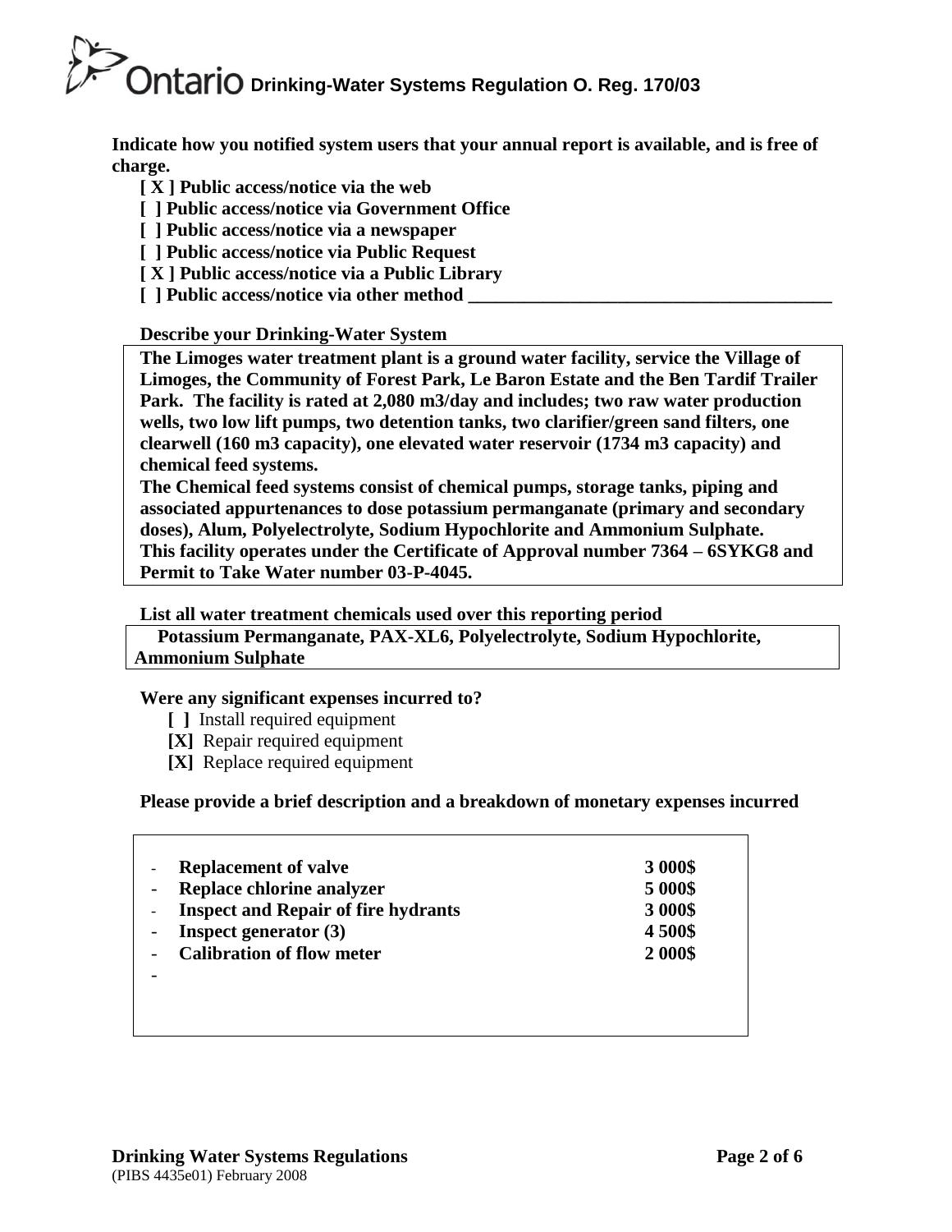**Indicate how you notified system users that your annual report is available, and is free of charge.**

**[ X ] Public access/notice via the web**
**[ ] Public access/notice via Government Office**
**[ ] Public access/notice via a newspaper**
**[ ] Public access/notice via Public Request**
**[ X ] Public access/notice via a Public Library**
**[ ] Public access/notice via other method ________________________________________**

**Describe your Drinking-Water System**

**The Limoges water treatment plant is a ground water facility, service the Village of Limoges, the Community of Forest Park, Le Baron Estate and the Ben Tardif Trailer Park. The facility is rated at 2,080 m3/day and includes; two raw water production wells, two low lift pumps, two detention tanks, two clarifier/green sand filters, one clearwell (160 m3 capacity), one elevated water reservoir (1734 m3 capacity) and chemical feed systems.**
**The Chemical feed systems consist of chemical pumps, storage tanks, piping and associated appurtenances to dose potassium permanganate (primary and secondary doses), Alum, Polyelectrolyte, Sodium Hypochlorite and Ammonium Sulphate.**
**This facility operates under the Certificate of Approval number 7364 – 6SYKG8 and Permit to Take Water number 03-P-4045.**

**List all water treatment chemicals used over this reporting period**

**Potassium Permanganate, PAX-XL6, Polyelectrolyte, Sodium Hypochlorite, Ammonium Sulphate**

**Were any significant expenses incurred to?**

**[ ]** Install required equipment
**[X]** Repair required equipment
**[X]** Replace required equipment

**Please provide a brief description and a breakdown of monetary expenses incurred**

- **Replacement of valve** **3 000$**
- **Replace chlorine analyzer** **5 000$**
- **Inspect and Repair of fire hydrants** **3 000$**
- **Inspect generator (3)** **4 500$**
- **Calibration of flow meter** **2 000$**
-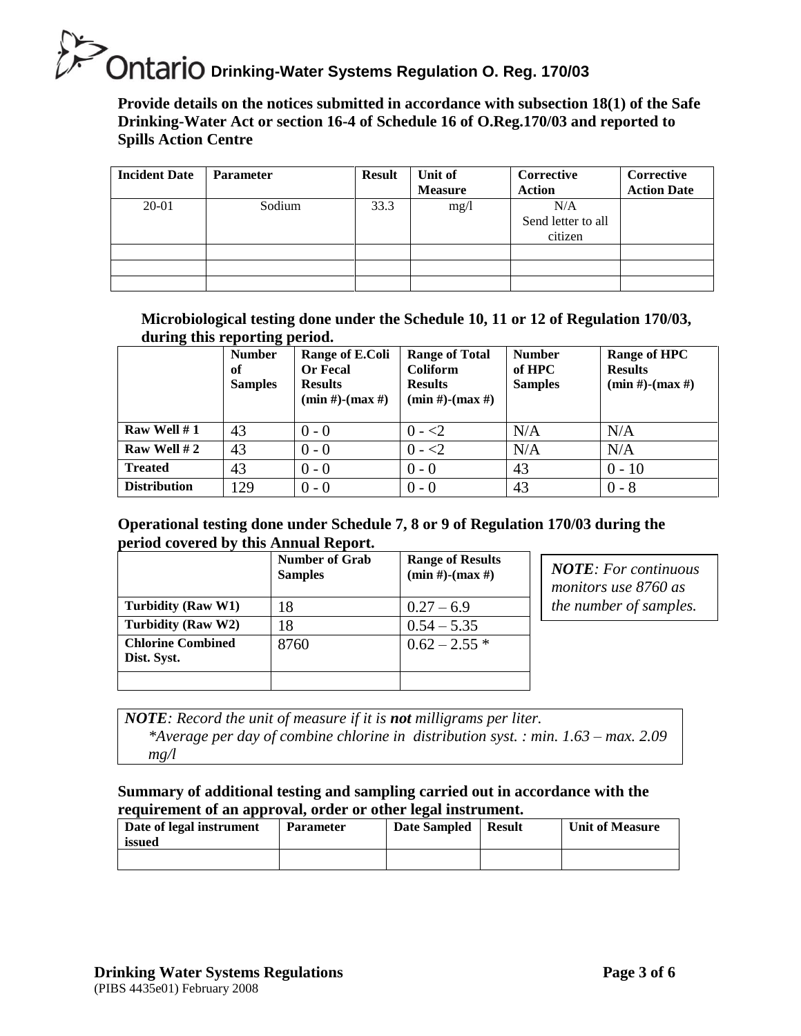**Provide details on the notices submitted in accordance with subsection 18(1) of the Safe Drinking-Water Act or section 16-4 of Schedule 16 of O.Reg.170/03 and reported to Spills Action Centre**

| Incident Date | Parameter | Result | Unit of Measure | Corrective Action | Corrective Action Date |
|---|---|---|---|---|---|
| 20-01 | Sodium | 33.3 | mg/l | N/A<br>Send letter to all citizen | |
| | | | | | |
| | | | | | |
| | | | | | |

**Microbiological testing done under the Schedule 10, 11 or 12 of Regulation 170/03, during this reporting period.**

| | Number of Samples | Range of E.Coli Or Fecal Results (min #)-(max #) | Range of Total Coliform Results (min #)-(max #) | Number of HPC Samples | Range of HPC Results (min #)-(max #) |
|---|---|---|---|---|---|
| **Raw Well # 1** | 43 | 0 - 0 | 0 - <2 | N/A | N/A |
| **Raw Well # 2** | 43 | 0 - 0 | 0 - <2 | N/A | N/A |
| **Treated** | 43 | 0 - 0 | 0 - 0 | 43 | 0 - 10 |
| **Distribution** | 129 | 0 - 0 | 0 - 0 | 43 | 0 - 8 |

**Operational testing done under Schedule 7, 8 or 9 of Regulation 170/03 during the period covered by this Annual Report.**

| | Number of Grab Samples | Range of Results (min #)-(max #) |
|---|---|---|
| **Turbidity (Raw W1)** | 18 | 0.27 – 6.9 |
| **Turbidity (Raw W2)** | 18 | 0.54 – 5.35 |
| **Chlorine Combined Dist. Syst.** | 8760 | 0.62 – 2.55 * |
| | | |

***NOTE****: For continuous monitors use 8760 as the number of samples.*

***NOTE****: Record the unit of measure if it is* ***not*** *milligrams per liter.*

*\*Average per day of combine chlorine in distribution syst. : min. 1.63 – max. 2.09 mg/l*

**Summary of additional testing and sampling carried out in accordance with the requirement of an approval, order or other legal instrument.**

| Date of legal instrument issued | Parameter | Date Sampled | Result | Unit of Measure |
|---|---|---|---|---|
| | | | | |

**Drinking Water Systems Regulations**
(PIBS 4435e01) February 2008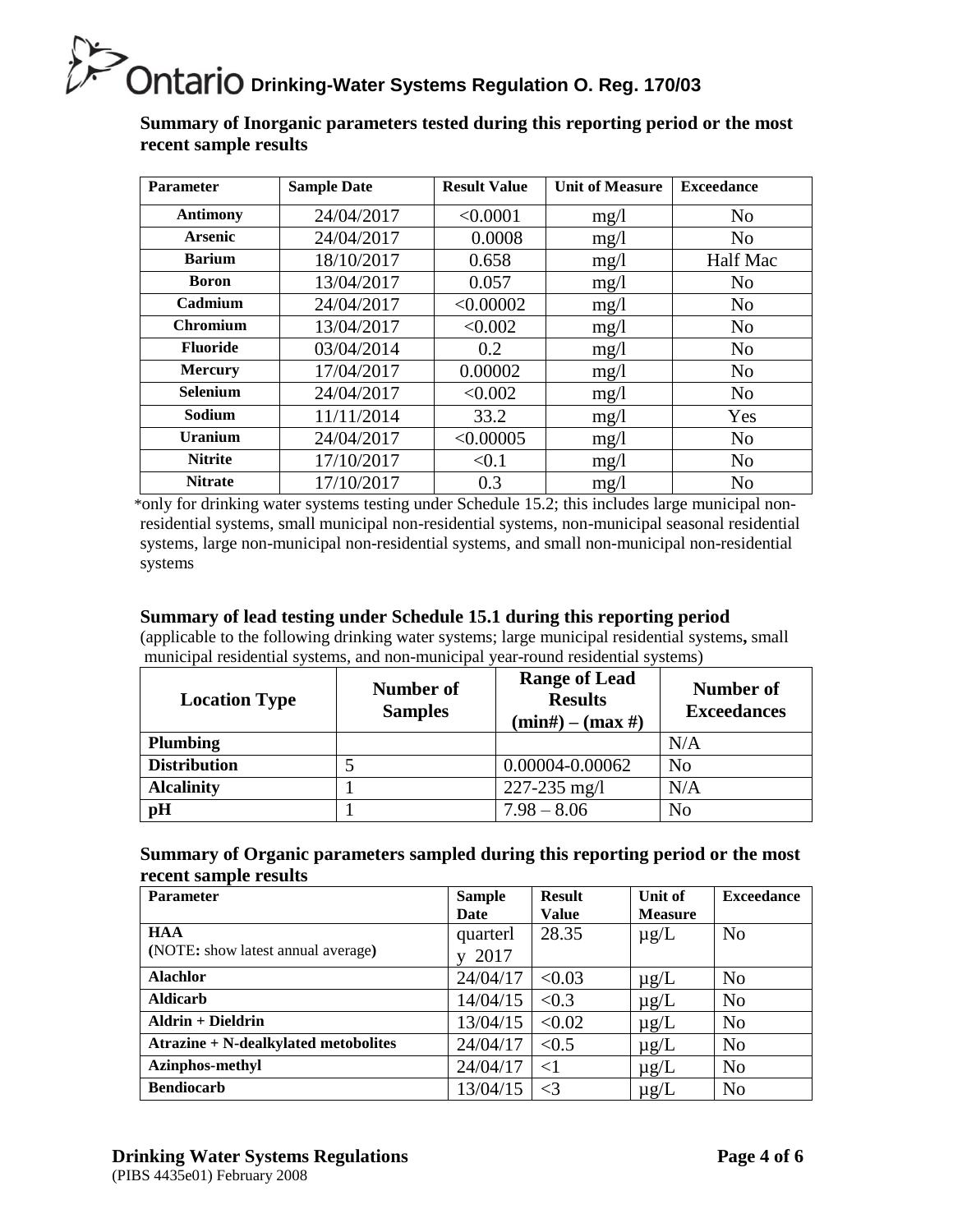## Summary of Inorganic parameters tested during this reporting period or the most recent sample results

| Parameter | Sample Date | Result Value | Unit of Measure | Exceedance |
|---|---|---|---|---|
| Antimony | 24/04/2017 | <0.0001 | mg/l | No |
| Arsenic | 24/04/2017 | 0.0008 | mg/l | No |
| Barium | 18/10/2017 | 0.658 | mg/l | Half Mac |
| Boron | 13/04/2017 | 0.057 | mg/l | No |
| Cadmium | 24/04/2017 | <0.00002 | mg/l | No |
| Chromium | 13/04/2017 | <0.002 | mg/l | No |
| Fluoride | 03/04/2014 | 0.2 | mg/l | No |
| Mercury | 17/04/2017 | 0.00002 | mg/l | No |
| Selenium | 24/04/2017 | <0.002 | mg/l | No |
| Sodium | 11/11/2014 | 33.2 | mg/l | Yes |
| Uranium | 24/04/2017 | <0.00005 | mg/l | No |
| Nitrite | 17/10/2017 | <0.1 | mg/l | No |
| Nitrate | 17/10/2017 | 0.3 | mg/l | No |

*only for drinking water systems testing under Schedule 15.2; this includes large municipal non-residential systems, small municipal non-residential systems, non-municipal seasonal residential systems, large non-municipal non-residential systems, and small non-municipal non-residential systems

## Summary of lead testing under Schedule 15.1 during this reporting period

(applicable to the following drinking water systems; large municipal residential systems**,** small municipal residential systems, and non-municipal year-round residential systems)

| Location Type | Number of Samples | Range of Lead Results (min#) – (max #) | Number of Exceedances |
|---|---|---|---|
| Plumbing | | | N/A |
| Distribution | 5 | 0.00004-0.00062 | No |
| Alcalinity | 1 | 227-235 mg/l | N/A |
| pH | 1 | 7.98 – 8.06 | No |

## Summary of Organic parameters sampled during this reporting period or the most recent sample results

| Parameter | Sample Date | Result Value | Unit of Measure | Exceedance |
|---|---|---|---|---|
| **HAA** (NOTE**:** show latest annual average**)** | quarterly 2017 | 28.35 | µg/L | No |
| **Alachlor** | 24/04/17 | <0.03 | µg/L | No |
| **Aldicarb** | 14/04/15 | <0.3 | µg/L | No |
| **Aldrin + Dieldrin** | 13/04/15 | <0.02 | µg/L | No |
| **Atrazine + N-dealkylated metobolites** | 24/04/17 | <0.5 | µg/L | No |
| **Azinphos-methyl** | 24/04/17 | <1 | µg/L | No |
| **Bendiocarb** | 13/04/15 | <3 | µg/L | No |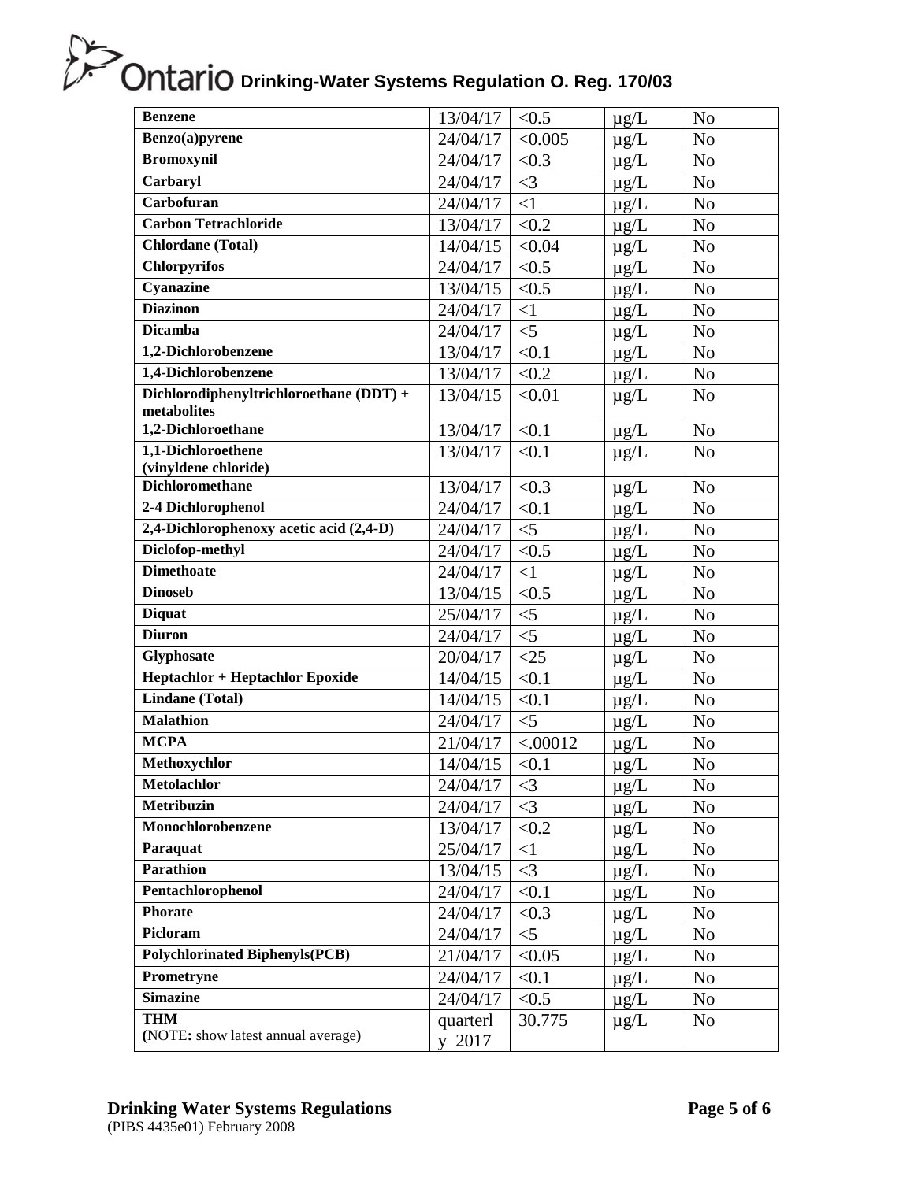| Benzene | 13/04/17 | <0.5 | µg/L | No |
|---|---|---|---|---|
| Benzo(a)pyrene | 24/04/17 | <0.005 | µg/L | No |
| Bromoxynil | 24/04/17 | <0.3 | µg/L | No |
| Carbaryl | 24/04/17 | <3 | µg/L | No |
| Carbofuran | 24/04/17 | <1 | µg/L | No |
| Carbon Tetrachloride | 13/04/17 | <0.2 | µg/L | No |
| Chlordane (Total) | 14/04/15 | <0.04 | µg/L | No |
| Chlorpyrifos | 24/04/17 | <0.5 | µg/L | No |
| Cyanazine | 13/04/15 | <0.5 | µg/L | No |
| Diazinon | 24/04/17 | <1 | µg/L | No |
| Dicamba | 24/04/17 | <5 | µg/L | No |
| 1,2-Dichlorobenzene | 13/04/17 | <0.1 | µg/L | No |
| 1,4-Dichlorobenzene | 13/04/17 | <0.2 | µg/L | No |
| Dichlorodiphenyltrichloroethane (DDT) + metabolites | 13/04/15 | <0.01 | µg/L | No |
| 1,2-Dichloroethane | 13/04/17 | <0.1 | µg/L | No |
| 1,1-Dichloroethene (vinyldene chloride) | 13/04/17 | <0.1 | µg/L | No |
| Dichloromethane | 13/04/17 | <0.3 | µg/L | No |
| 2-4 Dichlorophenol | 24/04/17 | <0.1 | µg/L | No |
| 2,4-Dichlorophenoxy acetic acid (2,4-D) | 24/04/17 | <5 | µg/L | No |
| Diclofop-methyl | 24/04/17 | <0.5 | µg/L | No |
| Dimethoate | 24/04/17 | <1 | µg/L | No |
| Dinoseb | 13/04/15 | <0.5 | µg/L | No |
| Diquat | 25/04/17 | <5 | µg/L | No |
| Diuron | 24/04/17 | <5 | µg/L | No |
| Glyphosate | 20/04/17 | <25 | µg/L | No |
| Heptachlor + Heptachlor Epoxide | 14/04/15 | <0.1 | µg/L | No |
| Lindane (Total) | 14/04/15 | <0.1 | µg/L | No |
| Malathion | 24/04/17 | <5 | µg/L | No |
| MCPA | 21/04/17 | <.00012 | µg/L | No |
| Methoxychlor | 14/04/15 | <0.1 | µg/L | No |
| Metolachlor | 24/04/17 | <3 | µg/L | No |
| Metribuzin | 24/04/17 | <3 | µg/L | No |
| Monochlorobenzene | 13/04/17 | <0.2 | µg/L | No |
| Paraquat | 25/04/17 | <1 | µg/L | No |
| Parathion | 13/04/15 | <3 | µg/L | No |
| Pentachlorophenol | 24/04/17 | <0.1 | µg/L | No |
| Phorate | 24/04/17 | <0.3 | µg/L | No |
| Picloram | 24/04/17 | <5 | µg/L | No |
| Polychlorinated Biphenyls(PCB) | 21/04/17 | <0.05 | µg/L | No |
| Prometryne | 24/04/17 | <0.1 | µg/L | No |
| Simazine | 24/04/17 | <0.5 | µg/L | No |
| THM (NOTE: show latest annual average) | quarterly 2017 | 30.775 | µg/L | No |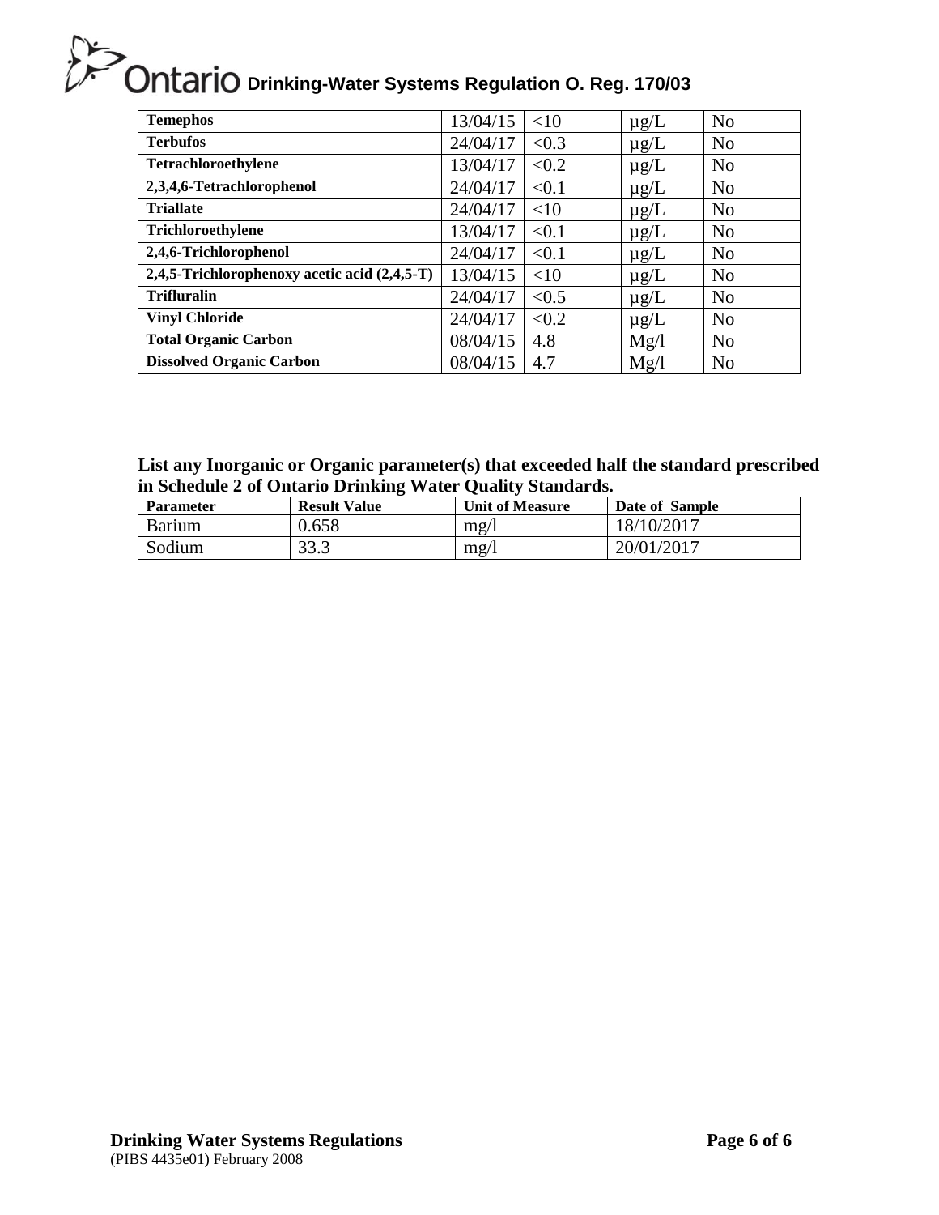| | | | | |
|---|---|---|---|---|
| **Temephos** | 13/04/15 | <10 | µg/L | No |
| **Terbufos** | 24/04/17 | <0.3 | µg/L | No |
| **Tetrachloroethylene** | 13/04/17 | <0.2 | µg/L | No |
| **2,3,4,6-Tetrachlorophenol** | 24/04/17 | <0.1 | µg/L | No |
| **Triallate** | 24/04/17 | <10 | µg/L | No |
| **Trichloroethylene** | 13/04/17 | <0.1 | µg/L | No |
| **2,4,6-Trichlorophenol** | 24/04/17 | <0.1 | µg/L | No |
| **2,4,5-Trichlorophenoxy acetic acid (2,4,5-T)** | 13/04/15 | <10 | µg/L | No |
| **Trifluralin** | 24/04/17 | <0.5 | µg/L | No |
| **Vinyl Chloride** | 24/04/17 | <0.2 | µg/L | No |
| **Total Organic Carbon** | 08/04/15 | 4.8 | Mg/l | No |
| **Dissolved Organic Carbon** | 08/04/15 | 4.7 | Mg/l | No |

**List any Inorganic or Organic parameter(s) that exceeded half the standard prescribed in Schedule 2 of Ontario Drinking Water Quality Standards.**

| Parameter | Result Value | Unit of Measure | Date of Sample |
|---|---|---|---|
| Barium | 0.658 | mg/l | 18/10/2017 |
| Sodium | 33.3 | mg/l | 20/01/2017 |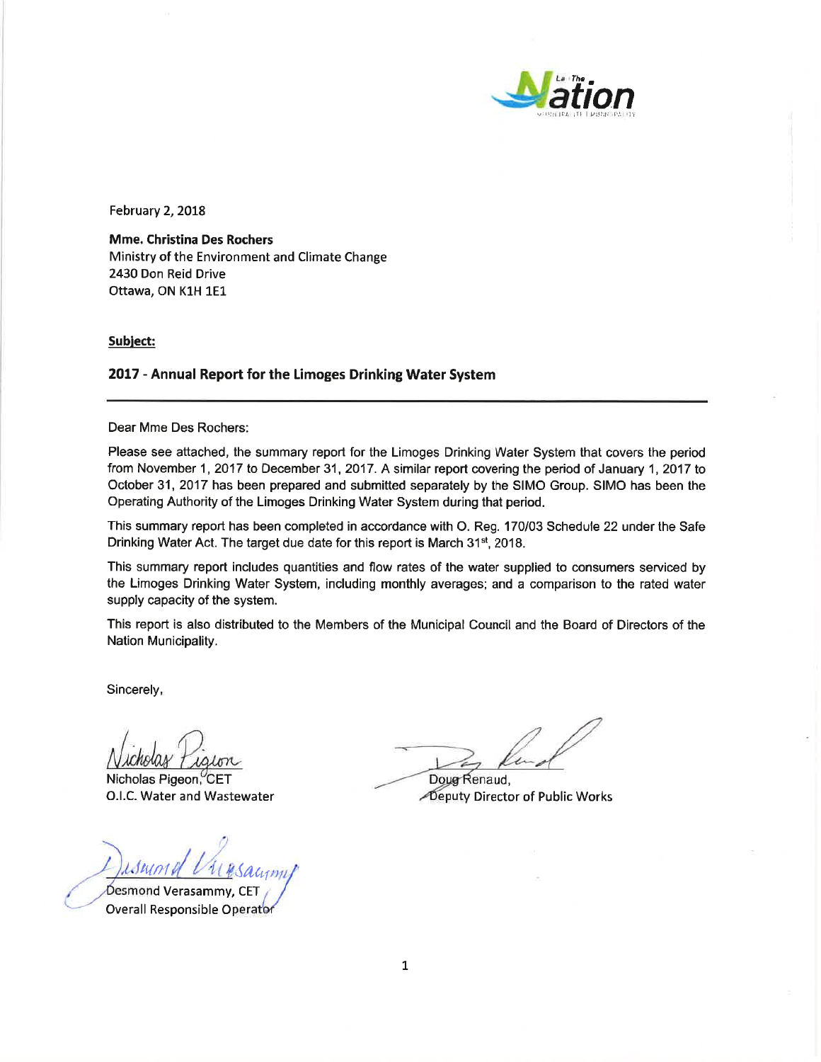February 2, 2018

**Mme. Christina Des Rochers**
Ministry of the Environment and Climate Change
2430 Don Reid Drive
Ottawa, ON K1H 1E1

**Subject:**

**2017 - Annual Report for the Limoges Drinking Water System**

---

Dear Mme Des Rochers:

Please see attached, the summary report for the Limoges Drinking Water System that covers the period from November 1, 2017 to December 31, 2017. A similar report covering the period of January 1, 2017 to October 31, 2017 has been prepared and submitted separately by the SIMO Group. SIMO has been the Operating Authority of the Limoges Drinking Water System during that period.

This summary report has been completed in accordance with O. Reg. 170/03 Schedule 22 under the Safe Drinking Water Act. The target due date for this report is March 31st, 2018.

This summary report includes quantities and flow rates of the water supplied to consumers serviced by the Limoges Drinking Water System, including monthly averages; and a comparison to the rated water supply capacity of the system.

This report is also distributed to the Members of the Municipal Council and the Board of Directors of the Nation Municipality.

Sincerely,

Nicholas Pigeon, CET
O.I.C. Water and Wastewater

Doug Renaud,
Deputy Director of Public Works

Desmond Verasammy, CET
Overall Responsible Operator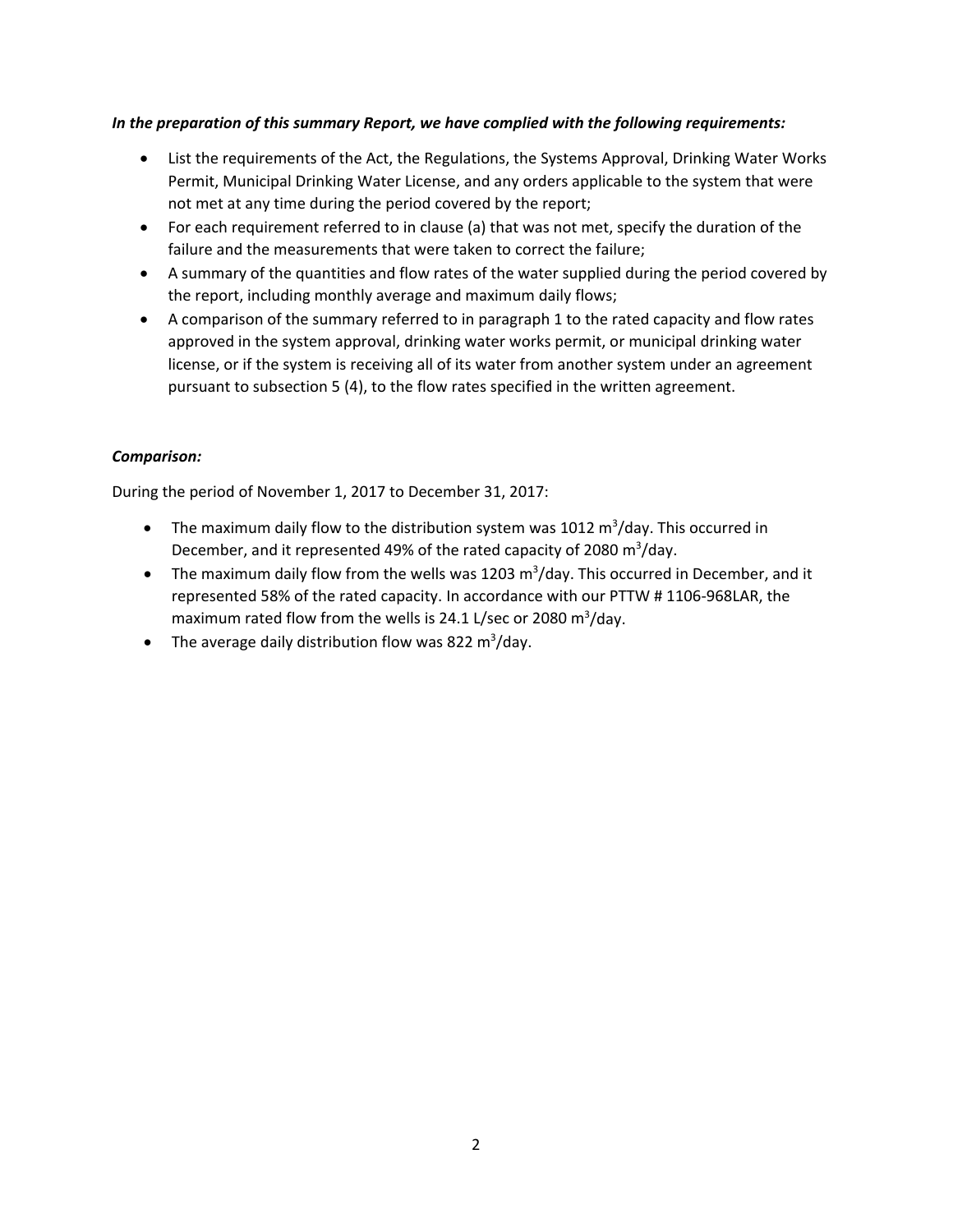***In the preparation of this summary Report, we have complied with the following requirements:***

- List the requirements of the Act, the Regulations, the Systems Approval, Drinking Water Works Permit, Municipal Drinking Water License, and any orders applicable to the system that were not met at any time during the period covered by the report;
- For each requirement referred to in clause (a) that was not met, specify the duration of the failure and the measurements that were taken to correct the failure;
- A summary of the quantities and flow rates of the water supplied during the period covered by the report, including monthly average and maximum daily flows;
- A comparison of the summary referred to in paragraph 1 to the rated capacity and flow rates approved in the system approval, drinking water works permit, or municipal drinking water license, or if the system is receiving all of its water from another system under an agreement pursuant to subsection 5 (4), to the flow rates specified in the written agreement.

***Comparison:***

During the period of November 1, 2017 to December 31, 2017:

- The maximum daily flow to the distribution system was 1012 $m^3$/day. This occurred in December, and it represented 49% of the rated capacity of 2080 $m^3$/day.
- The maximum daily flow from the wells was 1203 $m^3$/day. This occurred in December, and it represented 58% of the rated capacity. In accordance with our PTTW # 1106-968LAR, the maximum rated flow from the wells is 24.1 L/sec or 2080 $m^3$/day.
- The average daily distribution flow was 822 $m^3$/day.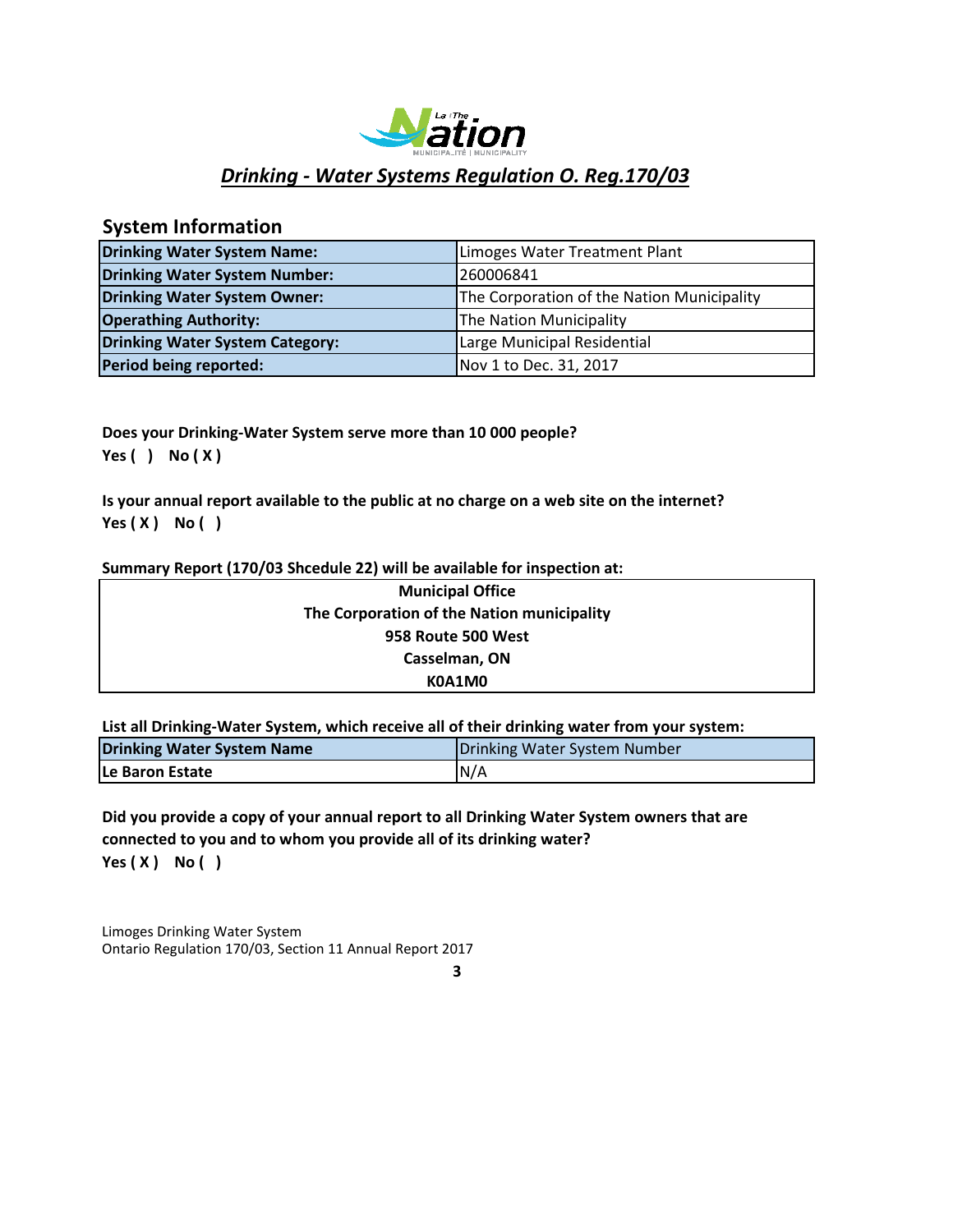# Drinking - Water Systems Regulation O. Reg.170/03

## System Information

| Drinking Water System Name: | Limoges Water Treatment Plant |
|---|---|
| Drinking Water System Number: | 260006841 |
| Drinking Water System Owner: | The Corporation of the Nation Municipality |
| Operathing Authority: | The Nation Municipality |
| Drinking Water System Category: | Large Municipal Residential |
| Period being reported: | Nov 1 to Dec. 31, 2017 |

**Does your Drinking-Water System serve more than 10 000 people?**
**Yes ( ) No ( X )**

**Is your annual report available to the public at no charge on a web site on the internet?**
**Yes ( X ) No ( )**

**Summary Report (170/03 Shcedule 22) will be available for inspection at:**

| **Municipal Office** |
|---|
| **The Corporation of the Nation municipality** |
| **958 Route 500 West** |
| **Casselman, ON** |
| **K0A1M0** |

**List all Drinking-Water System, which receive all of their drinking water from your system:**

| Drinking Water System Name | Drinking Water System Number |
|---|---|
| Le Baron Estate | N/A |

**Did you provide a copy of your annual report to all Drinking Water System owners that are connected to you and to whom you provide all of its drinking water?**
**Yes ( X ) No ( )**

Limoges Drinking Water System
Ontario Regulation 170/03, Section 11 Annual Report 2017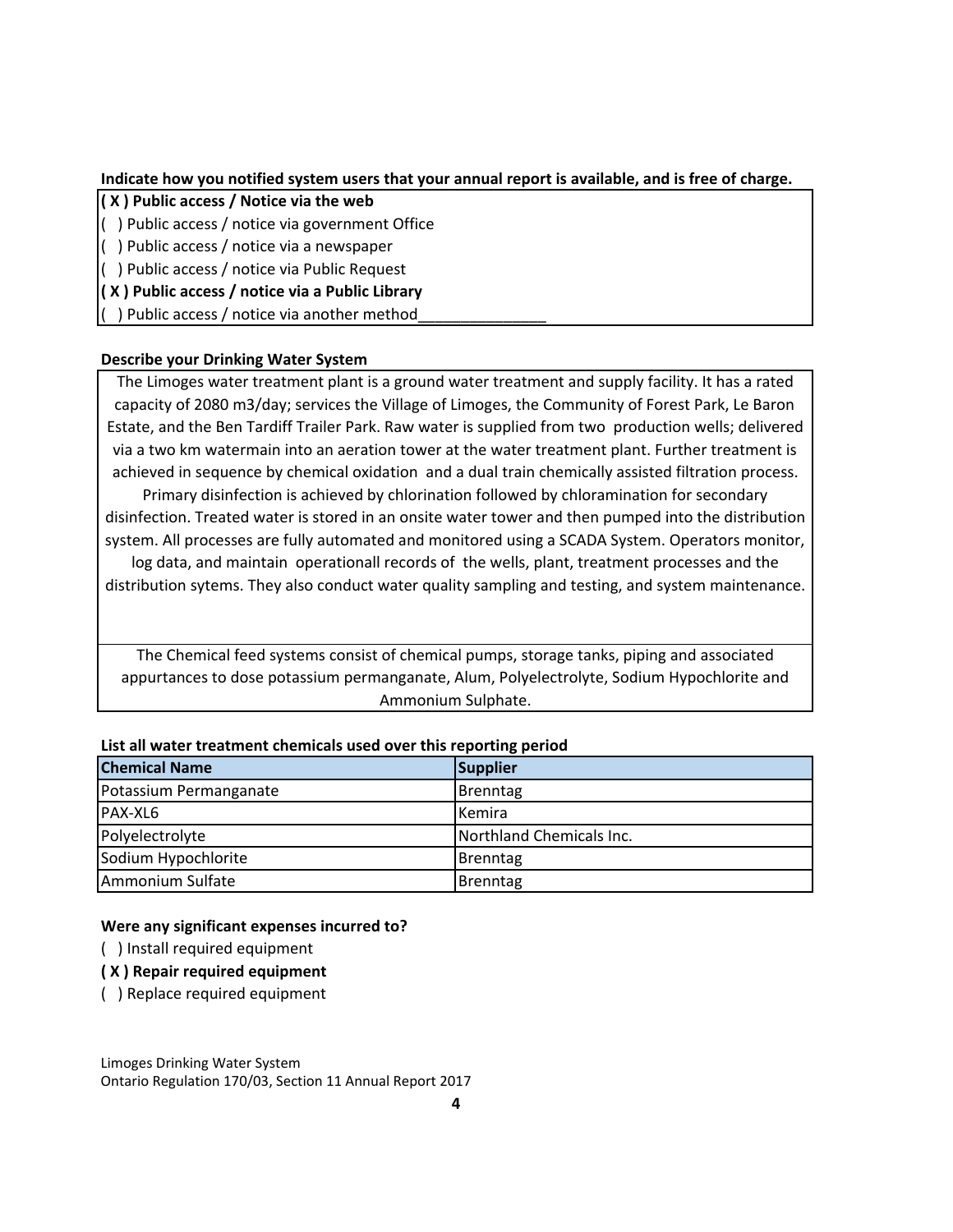**Indicate how you notified system users that your annual report is available, and is free of charge.**

**( X ) Public access / Notice via the web**
( ) Public access / notice via government Office
( ) Public access / notice via a newspaper
( ) Public access / notice via Public Request
**( X ) Public access / notice via a Public Library**
( ) Public access / notice via another method_______________

**Describe your Drinking Water System**

The Limoges water treatment plant is a ground water treatment and supply facility. It has a rated capacity of 2080 m3/day; services the Village of Limoges, the Community of Forest Park, Le Baron Estate, and the Ben Tardiff Trailer Park. Raw water is supplied from two production wells; delivered via a two km watermain into an aeration tower at the water treatment plant. Further treatment is achieved in sequence by chemical oxidation and a dual train chemically assisted filtration process. Primary disinfection is achieved by chlorination followed by chloramination for secondary disinfection. Treated water is stored in an onsite water tower and then pumped into the distribution system. All processes are fully automated and monitored using a SCADA System. Operators monitor, log data, and maintain operationall records of the wells, plant, treatment processes and the distribution sytems. They also conduct water quality sampling and testing, and system maintenance.

The Chemical feed systems consist of chemical pumps, storage tanks, piping and associated appurtances to dose potassium permanganate, Alum, Polyelectrolyte, Sodium Hypochlorite and Ammonium Sulphate.

**List all water treatment chemicals used over this reporting period**

| Chemical Name | Supplier |
| --- | --- |
| Potassium Permanganate | Brenntag |
| PAX-XL6 | Kemira |
| Polyelectrolyte | Northland Chemicals Inc. |
| Sodium Hypochlorite | Brenntag |
| Ammonium Sulfate | Brenntag |

**Were any significant expenses incurred to?**

( ) Install required equipment
**( X ) Repair required equipment**
( ) Replace required equipment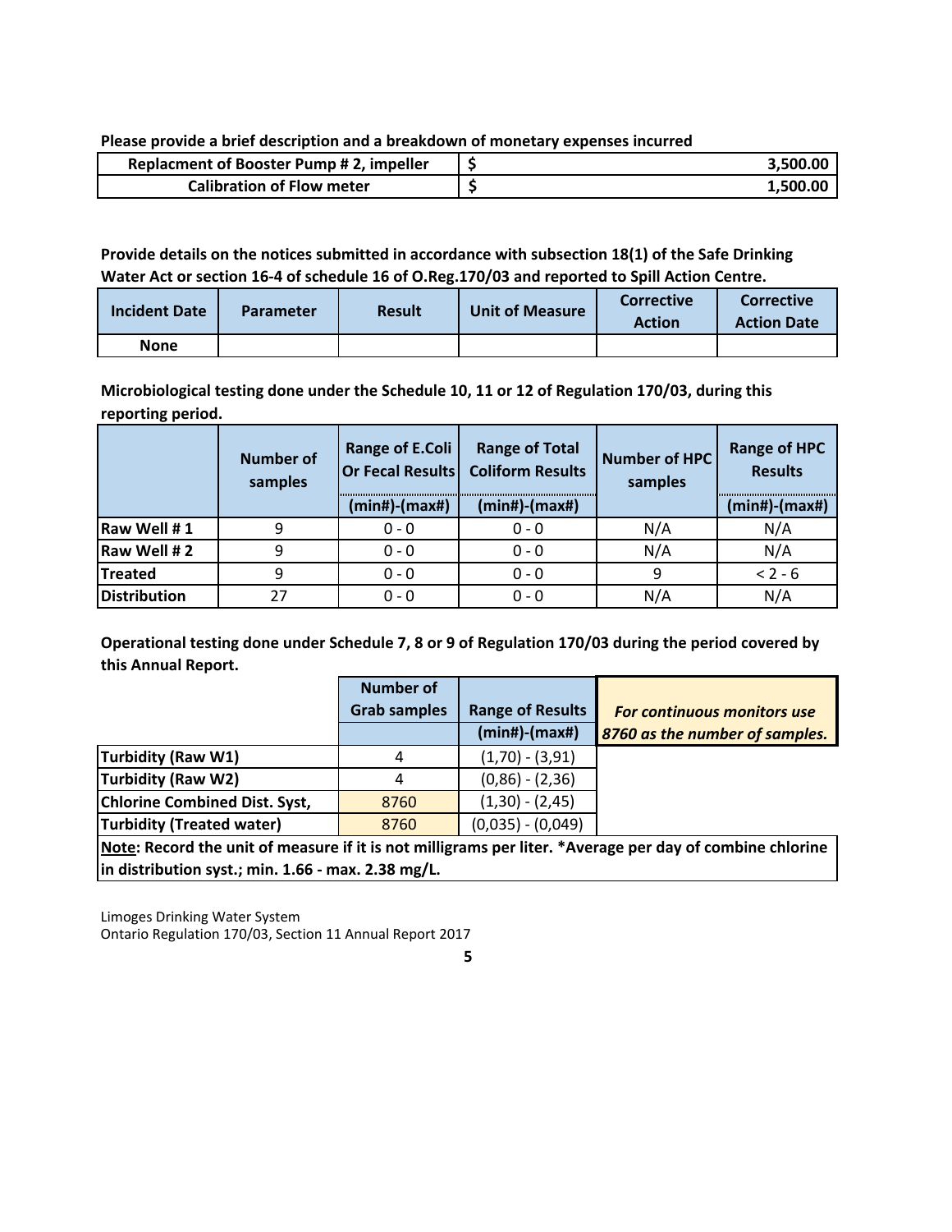**Please provide a brief description and a breakdown of monetary expenses incurred**

| | | |
|---|---|---|
| **Replacment of Booster Pump # 2, impeller** | **$** | **3,500.00** |
| **Calibration of Flow meter** | **$** | **1,500.00** |

**Provide details on the notices submitted in accordance with subsection 18(1) of the Safe Drinking Water Act or section 16-4 of schedule 16 of O.Reg.170/03 and reported to Spill Action Centre.**

| Incident Date | Parameter | Result | Unit of Measure | Corrective Action | Corrective Action Date |
|---|---|---|---|---|---|
| **None** | | | | | |

**Microbiological testing done under the Schedule 10, 11 or 12 of Regulation 170/03, during this reporting period.**

| | Number of samples | Range of E.Coli Or Fecal Results | Range of Total Coliform Results | Number of HPC samples | Range of HPC Results |
|---|---|---|---|---|---|
| | | (min#)-(max#) | (min#)-(max#) | | (min#)-(max#) |
| **Raw Well # 1** | 9 | 0 - 0 | 0 - 0 | N/A | N/A |
| **Raw Well # 2** | 9 | 0 - 0 | 0 - 0 | N/A | N/A |
| **Treated** | 9 | 0 - 0 | 0 - 0 | 9 | < 2 - 6 |
| **Distribution** | 27 | 0 - 0 | 0 - 0 | N/A | N/A |

**Operational testing done under Schedule 7, 8 or 9 of Regulation 170/03 during the period covered by this Annual Report.**

| | Number of Grab samples | Range of Results (min#)-(max#) | *For continuous monitors use 8760 as the number of samples.* |
|---|---|---|---|
| **Turbidity (Raw W1)** | 4 | (1,70) - (3,91) | |
| **Turbidity (Raw W2)** | 4 | (0,86) - (2,36) | |
| **Chlorine Combined Dist. Syst,** | 8760 | (1,30) - (2,45) | |
| **Turbidity (Treated water)** | 8760 | (0,035) - (0,049) | |

**Note: Record the unit of measure if it is not milligrams per liter. *Average per day of combine chlorine in distribution syst.; min. 1.66 - max. 2.38 mg/L.**

Limoges Drinking Water System
Ontario Regulation 170/03, Section 11 Annual Report 2017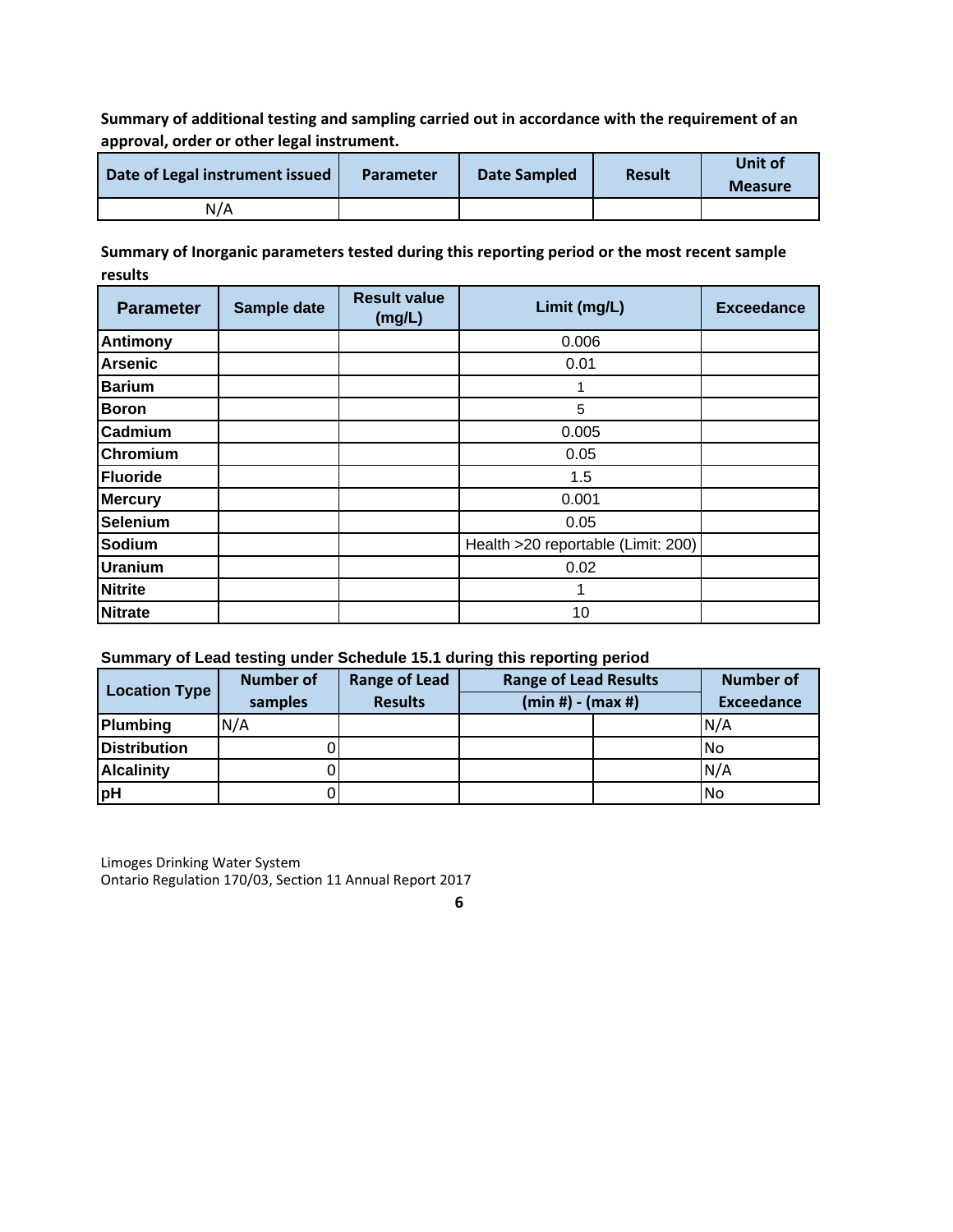**Summary of additional testing and sampling carried out in accordance with the requirement of an approval, order or other legal instrument.**

| Date of Legal instrument issued | Parameter | Date Sampled | Result | Unit of Measure |
|---|---|---|---|---|
| N/A | | | | |

**Summary of Inorganic parameters tested during this reporting period or the most recent sample results**

| Parameter | Sample date | Result value (mg/L) | Limit (mg/L) | Exceedance |
|---|---|---|---|---|
| Antimony | | | 0.006 | |
| Arsenic | | | 0.01 | |
| Barium | | | 1 | |
| Boron | | | 5 | |
| Cadmium | | | 0.005 | |
| Chromium | | | 0.05 | |
| Fluoride | | | 1.5 | |
| Mercury | | | 0.001 | |
| Selenium | | | 0.05 | |
| Sodium | | | Health >20 reportable (Limit: 200) | |
| Uranium | | | 0.02 | |
| Nitrite | | | 1 | |
| Nitrate | | | 10 | |

**Summary of Lead testing under Schedule 15.1 during this reporting period**

| Location Type | Number of samples | Range of Lead Results | Range of Lead Results (min #) - (max #) | | Number of Exceedance |
|---|---|---|---|---|---|
| Plumbing | N/A | | | | N/A |
| Distribution | 0 | | | | No |
| Alcalinity | 0 | | | | N/A |
| pH | 0 | | | | No |

Limoges Drinking Water System
Ontario Regulation 170/03, Section 11 Annual Report 2017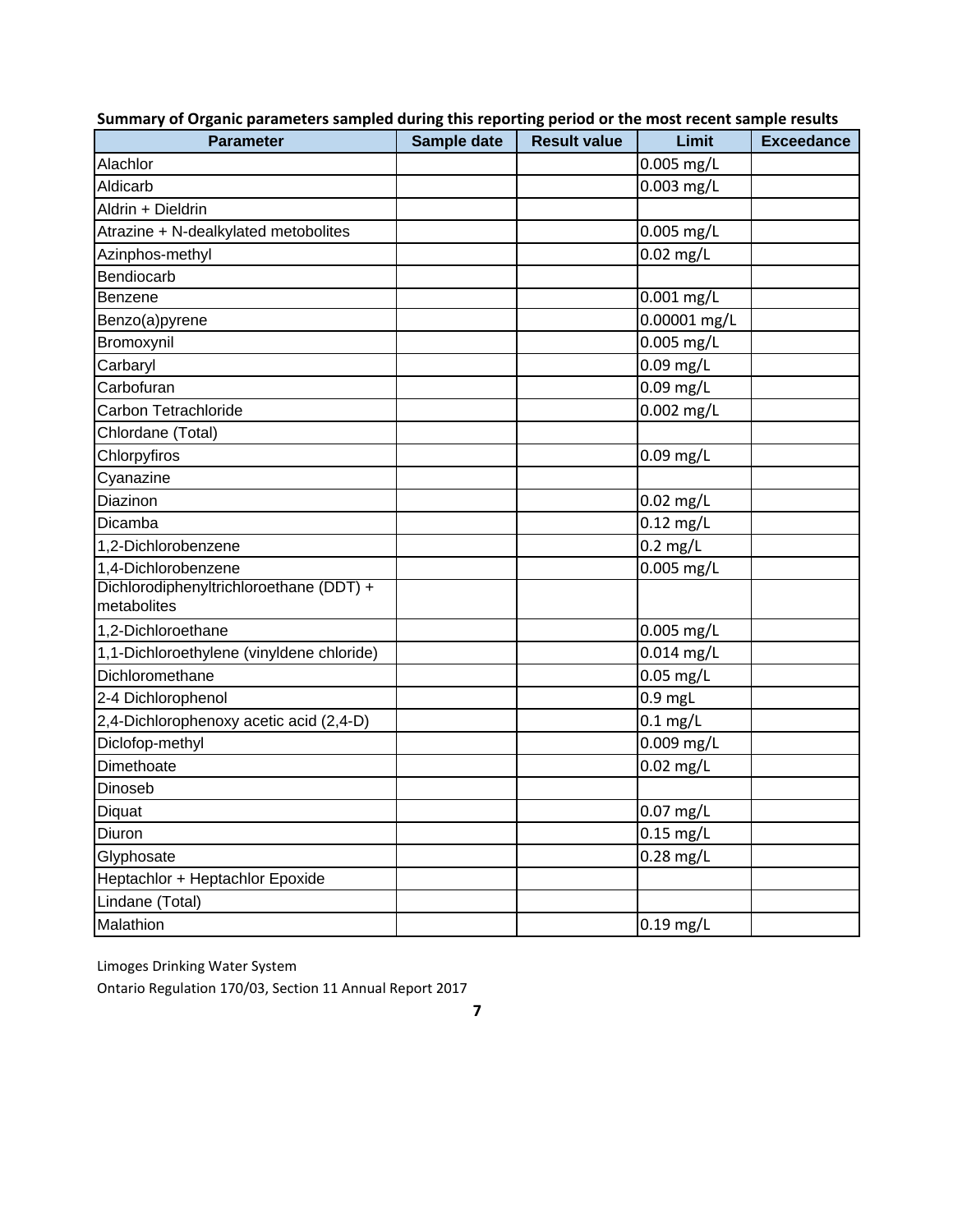**Summary of Organic parameters sampled during this reporting period or the most recent sample results**

| Parameter | Sample date | Result value | Limit | Exceedance |
|---|---|---|---|---|
| Alachlor | | | 0.005 mg/L | |
| Aldicarb | | | 0.003 mg/L | |
| Aldrin + Dieldrin | | | | |
| Atrazine + N-dealkylated metobolites | | | 0.005 mg/L | |
| Azinphos-methyl | | | 0.02 mg/L | |
| Bendiocarb | | | | |
| Benzene | | | 0.001 mg/L | |
| Benzo(a)pyrene | | | 0.00001 mg/L | |
| Bromoxynil | | | 0.005 mg/L | |
| Carbaryl | | | 0.09 mg/L | |
| Carbofuran | | | 0.09 mg/L | |
| Carbon Tetrachloride | | | 0.002 mg/L | |
| Chlordane (Total) | | | | |
| Chlorpyfiros | | | 0.09 mg/L | |
| Cyanazine | | | | |
| Diazinon | | | 0.02 mg/L | |
| Dicamba | | | 0.12 mg/L | |
| 1,2-Dichlorobenzene | | | 0.2 mg/L | |
| 1,4-Dichlorobenzene | | | 0.005 mg/L | |
| Dichlorodiphenyltrichloroethane (DDT) + metabolites | | | | |
| 1,2-Dichloroethane | | | 0.005 mg/L | |
| 1,1-Dichloroethylene (vinyldene chloride) | | | 0.014 mg/L | |
| Dichloromethane | | | 0.05 mg/L | |
| 2-4 Dichlorophenol | | | 0.9 mgL | |
| 2,4-Dichlorophenoxy acetic acid (2,4-D) | | | 0.1 mg/L | |
| Diclofop-methyl | | | 0.009 mg/L | |
| Dimethoate | | | 0.02 mg/L | |
| Dinoseb | | | | |
| Diquat | | | 0.07 mg/L | |
| Diuron | | | 0.15 mg/L | |
| Glyphosate | | | 0.28 mg/L | |
| Heptachlor + Heptachlor Epoxide | | | | |
| Lindane (Total) | | | | |
| Malathion | | | 0.19 mg/L | |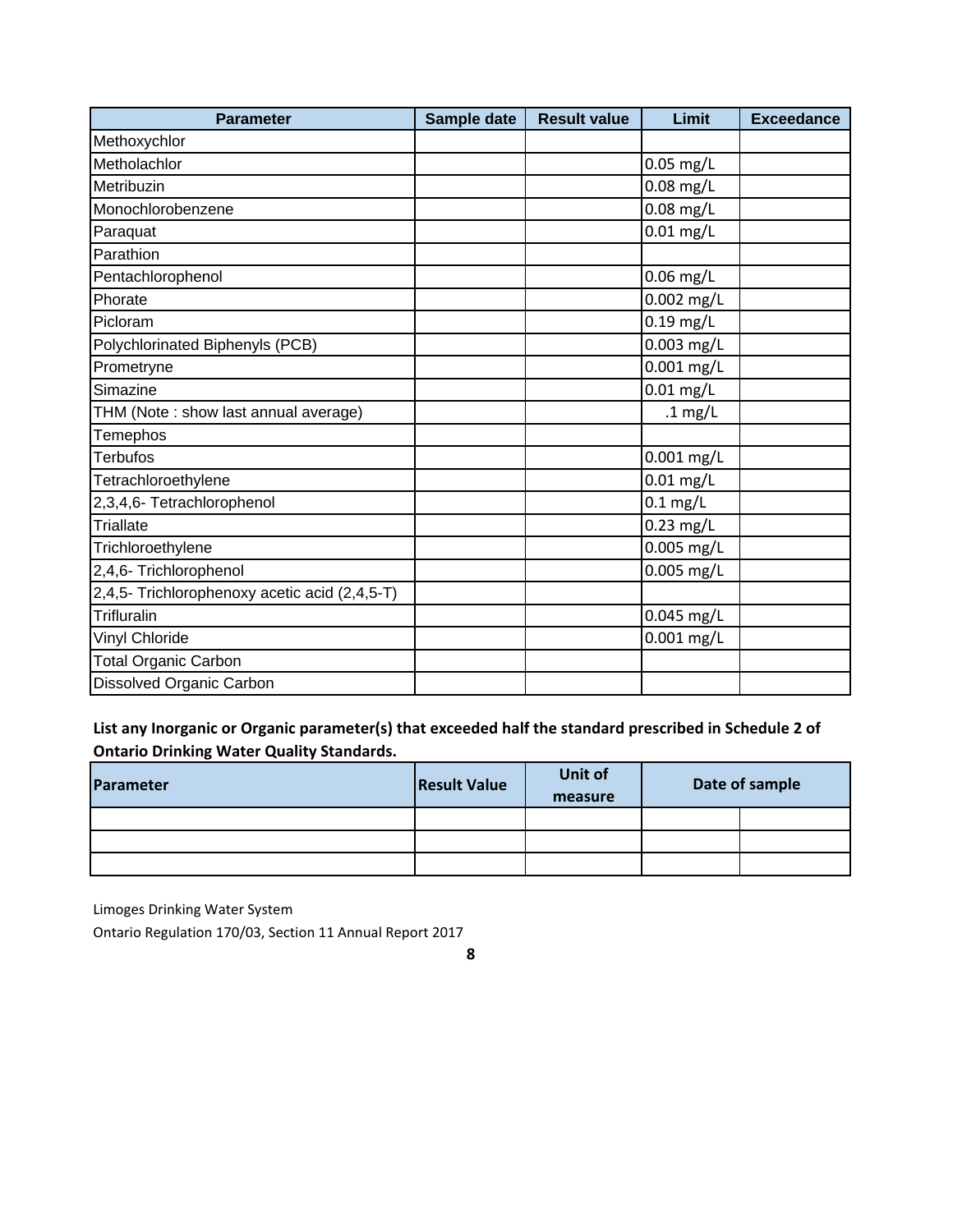| Parameter | Sample date | Result value | Limit | Exceedance |
|---|---|---|---|---|
| Methoxychlor | | | | |
| Metholachlor | | | 0.05 mg/L | |
| Metribuzin | | | 0.08 mg/L | |
| Monochlorobenzene | | | 0.08 mg/L | |
| Paraquat | | | 0.01 mg/L | |
| Parathion | | | | |
| Pentachlorophenol | | | 0.06 mg/L | |
| Phorate | | | 0.002 mg/L | |
| Picloram | | | 0.19 mg/L | |
| Polychlorinated Biphenyls (PCB) | | | 0.003 mg/L | |
| Prometryne | | | 0.001 mg/L | |
| Simazine | | | 0.01 mg/L | |
| THM (Note : show last annual average) | | | .1 mg/L | |
| Temephos | | | | |
| Terbufos | | | 0.001 mg/L | |
| Tetrachloroethylene | | | 0.01 mg/L | |
| 2,3,4,6- Tetrachlorophenol | | | 0.1 mg/L | |
| Triallate | | | 0.23 mg/L | |
| Trichloroethylene | | | 0.005 mg/L | |
| 2,4,6- Trichlorophenol | | | 0.005 mg/L | |
| 2,4,5- Trichlorophenoxy acetic acid (2,4,5-T) | | | | |
| Trifluralin | | | 0.045 mg/L | |
| Vinyl Chloride | | | 0.001 mg/L | |
| Total Organic Carbon | | | | |
| Dissolved Organic Carbon | | | | |

**List any Inorganic or Organic parameter(s) that exceeded half the standard prescribed in Schedule 2 of Ontario Drinking Water Quality Standards.**

| Parameter | Result Value | Unit of measure | Date of sample | |
|---|---|---|---|---|
| | | | | |
| | | | | |
| | | | | |

Limoges Drinking Water System

Ontario Regulation 170/03, Section 11 Annual Report 2017